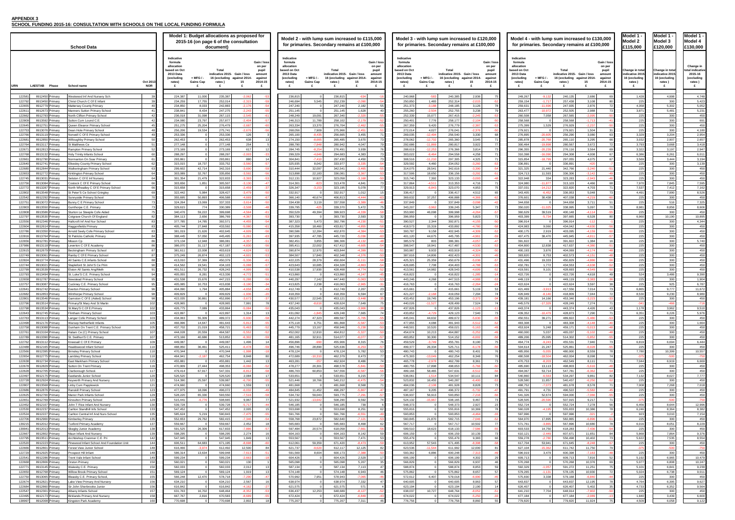**APPENDIX 3**

**SCHOOL FUNDING 2015-16: CONSULTATION WITH SCHOOLS ON THE LOCAL FUNDING FORMULA**

| School Data | | | | | Model 1: Budget allocations as proposed for 2015-16 (on page 6 of the consultation document) | | | | | Model 2 - with lump sum increased to £115,000 for primaries. Secondary remains at £100,000 | | | | | Model 3 - with lump sum increased to £120,000 for primaries. Secondary remains at £100,000 | | | | | Model 4 - with lump sum increased to £130,000 for primaries. Secondary remains at £100,000 | | | | | Model 1 - Model 2 £115,000 | Model 1 - Model 3 £120,000 | Model 1 - Model 4 £130,000 |
|---|---|---|---|---|---|---|---|---|---|---|---|---|---|---|---|---|---|---|---|---|---|---|---|---|---|---|---|
| URN | LAESTAB | Phase | School name | Oct 2013 NOR | Indicative formula allocation based on Oct 2013 Data (excluding rates) £ | + MFG / - Gains Cap £ | Total indicative 2015-16 (excluding rates) £ | Gain / loss against 2014-15 £ | Gain / loss per pupil amount against 2014-15 £ | Indicative formula allocation based on Oct 2013 Data (excluding rates) £ | + MFG / - Gains Cap £ | Total indicative 2015-16 (excluding rates) £ | Gain / loss against 2014-15 £ | Gain / loss per pupil amount against 2014-15 £ | Indicative formula allocation based on Oct 2013 Data (excluding rates) £ | + MFG / - Gains Cap £ | Total indicative 2015-16 (excluding rates) £ | Gain / loss against 2014-15 £ | Gain / loss per pupil amount against 2014-15 £ | Indicative formula allocation based on Oct 2013 Data (excluding rates) £ | + MFG / - Gains Cap £ | Total indicative 2015-16 (excluding rates) £ | Gain / loss against 2014-15 £ | Gain / loss per pupil amount against 2014-15 £ | Change in total indicative 2015-16 (excluding rates) £ | Change in total indicative 2015-16 (excluding rates) £ | Change in total indicative 2015-16 (excluding rates) £ |
| 122581 | 8912450 | Primary | Westwood Inf And Nursery Sch | 39 | 224,387 | 11,000 | 235,387 | -2,062 | -53 | 236,815 | 0 | 236,815 | -634 | -16 | 240,968 | -583 | 240,385 | 2,936 | 75 | 249,267 | -9,132 | 240,135 | 2,686 | 69 | 1,428 | 4,998 | 4,748 |
| 122752 | 8913450 | Primary | Christ Church C Of E Infant | 39 | 234,259 | 17,755 | 252,014 | -2,315 | -59 | 246,694 | 5,545 | 252,239 | -2,090 | -54 | 250,850 | 1,465 | 252,314 | -2,015 | -52 | 259,154 | -1,717 | 257,438 | 3,108 | 80 | 225 | 300 | 5,423 |
| 122655 | 8912779 | Primary | Mattersey County Primary | 40 | 234,850 | 8,033 | 242,883 | -2,176 | -54 | 247,240 | 0 | 247,240 | 2,182 | 55 | 251,373 | -3,188 | 248,185 | 3,126 | 78 | 259,631 | -11,696 | 247,935 | 2,876 | 72 | 4,358 | 5,302 | 5,052 |
| 122611 | 8912673 | Primary | Manners Sutton Primary School | 41 | 238,841 | 8,434 | 247,275 | -2,243 | -55 | 251,145 | 0 | 251,145 | 1,628 | 40 | 255,260 | -2,504 | 252,755 | 3,238 | 79 | 263,477 | -10,972 | 252,505 | 2,988 | 73 | 3,871 | 5,481 | 5,231 |
| 122682 | 8912793 | Primary | North Clifton Primary School | 42 | 236,018 | 31,098 | 267,115 | -2,545 | -61 | 248,249 | 19,091 | 267,340 | -2,320 | -55 | 252,339 | 15,077 | 267,415 | -2,245 | -53 | 260,508 | 7,058 | 267,565 | -2,095 | -50 | 225 | 300 | 450 |
| 122809 | 8913592 | Primary | Sutton Cum Lound C.E. | 42 | 234,080 | 23,797 | 257,877 | -2,404 | -57 | 246,313 | 11,789 | 258,102 | -2,179 | -52 | 250,401 | 7,776 | 258,177 | -2,104 | -50 | 258,568 | 0 | 258,568 | -1,713 | -41 | 225 | 300 | 691 |
| 122645 | 8912751 | Primary | Queen Eleanor Primary School | 45 | 251,275 | 25,204 | 276,479 | -2,687 | -60 | 263,334 | 13,370 | 276,704 | -2,462 | -55 | 267,359 | 9,420 | 276,779 | -2,387 | -53 | 275,399 | 1,529 | 276,929 | -2,237 | -50 | 225 | 300 | 450 |
| 122753 | 8913076 | Primary | Dean Hole Primary School | 48 | 256,206 | 19,534 | 275,741 | -2,676 | -56 | 268,056 | 7,909 | 275,966 | -2,451 | -51 | 272,014 | 4,027 | 276,041 | -2,376 | -50 | 279,921 | 0 | 279,921 | 1,504 | 31 | 225 | 300 | 4,180 |
| 122766 | 8913119 | Primary | Norwell C Of E Primary School | 49 | 253,336 | 0 | 253,336 | 126 | 3 | 265,100 | -8,435 | 256,665 | 3,455 | 71 | 269,035 | -12,494 | 256,540 | 3,330 | 68 | 276,895 | -20,605 | 256,290 | 3,080 | 63 | 3,329 | 3,204 | 2,954 |
| 122681 | 8912850 | Primary | Willoughby Primary School | 50 | 262,453 | 0 | 262,453 | 638 | 13 | 274,150 | -8,665 | 265,485 | 3,670 | 73 | 278,062 | -12,702 | 265,360 | 3,545 | 71 | 285,878 | -20,768 | 265,110 | 3,295 | 66 | 3,032 | 2,907 | 2,657 |
| 122764 | 8913117 | Primary | St Matthews Ce | 51 | 277,148 | 0 | 277,148 | 254 | 5 | 288,790 | -7,848 | 280,942 | 4,047 | 79 | 292,686 | -11,869 | 280,817 | 3,922 | 77 | 300,464 | -19,898 | 280,567 | 3,672 | 72 | 3,793 | 3,668 | 3,418 |
| 122671 | 8912813 | Primary | Rampton Primary School | 52 | 273,169 | 0 | 273,169 | 617 | 12 | 284,745 | -8,254 | 276,491 | 3,939 | 76 | 288,619 | -12,253 | 276,366 | 3,814 | 73 | 296,355 | -20,239 | 276,116 | 3,564 | 69 | 3,322 | 3,197 | 2,947 |
| 122768 | 8913132 | Primary | Holy Trinity Infants School | 60 | 288,297 | 0 | 288,297 | -2,003 | -33 | 299,329 | -4,646 | 294,683 | 4,383 | 73 | 303,022 | -8,464 | 294,558 | 4,258 | 71 | 310,398 | -16,090 | 294,308 | 4,008 | 67 | 6,386 | 6,261 | 6,011 |
| 122661 | 8912790 | Primary | Normanton On Soar Primary | 61 | 293,861 | 0 | 293,861 | 880 | 14 | 304,841 | -7,410 | 297,430 | 4,450 | 73 | 308,516 | -11,210 | 297,305 | 4,325 | 71 | 315,854 | -18,799 | 297,055 | 4,075 | 67 | 3,569 | 3,444 | 3,194 |
| 122840 | 8912741 | Primary | Elkesley County Primary School | 62 | 315,015 | 18,737 | 333,752 | -3,540 | -57 | 325,935 | 8,042 | 333,977 | -3,315 | -53 | 329,592 | 4,460 | 334,052 | -3,240 | -52 | 336,891 | 0 | 336,891 | -401 | -7 | 225 | 300 | 3,139 |
| 122680 | 8912844 | Primary | Walkeringham Primary School | 63 | 299,602 | 42,714 | 342,316 | -3,690 | -59 | 310,444 | 32,097 | 342,541 | -3,465 | -55 | 314,075 | 28,541 | 342,616 | -3,390 | -54 | 321,325 | 21,440 | 342,766 | -3,240 | -51 | 225 | 300 | 450 |
| 122653 | 8912772 | Primary | Kirklington Primary School | 64 | 303,089 | 32,767 | 335,856 | -3,592 | -56 | 313,898 | 22,183 | 336,081 | -3,367 | -53 | 317,506 | 18,650 | 336,156 | -3,292 | -51 | 324,713 | 11,593 | 336,306 | -3,142 | -49 | 225 | 300 | 450 |
| 122745 | 8913031 | Primary | Selston C Of E Inf Nursery | 64 | 301,354 | 21,479 | 322,833 | -3,393 | -53 | 312,131 | 10,927 | 323,058 | -3,168 | -50 | 315,740 | 7,392 | 323,133 | -3,093 | -48 | 322,946 | 334 | 323,283 | -2,943 | -46 | 225 | 300 | 450 |
| 122756 | 8913084 | Primary | Costock C Of E Primary School | 66 | 303,656 | 1,851 | 305,507 | -3,130 | -47 | 314,301 | -823 | 313,478 | 4,841 | 73 | 317,864 | -4,511 | 313,353 | 4,716 | 71 | 324,980 | -11,877 | 313,103 | 4,466 | 68 | 7,970 | 7,845 | 7,595 |
| 122772 | 8913287 | Primary | North Wheatley C Of E Primary School | 66 | 315,658 | 0 | 315,658 | -2,459 | -37 | 326,347 | -3,153 | 323,195 | 5,078 | 77 | 329,913 | -6,843 | 323,070 | 4,953 | 75 | 337,031 | -14,212 | 322,820 | 4,703 | 71 | 7,537 | 7,412 | 7,162 |
| 122802 | 8913548 | Primary | St Peter'S Ce School Gringley | 69 | 322,442 | 5,984 | 328,427 | -3,479 | -50 | 332,917 | 0 | 332,917 | 1,012 | 15 | 336,417 | 0 | 336,417 | 4,512 | 65 | 343,405 | -6,452 | 336,953 | 5,048 | 73 | 4,491 | 7,990 | 8,526 |
| 122542 | 8912292 | Primary | Sunnyside Primary School | 70 | 355,695 | 50,893 | 406,588 | -4,669 | -67 | 366,140 | 40,674 | 406,813 | -4,444 | -63 | 369,632 | 37,257 | 406,888 | -4,369 | -62 | 376,601 | 30,438 | 407,038 | -4,219 | -60 | 225 | 300 | 450 |
| 122751 | 8913072 | Primary | Bunny C E Primary School | 73 | 324,264 | 13,069 | 337,333 | -3,614 | -50 | 334,438 | 3,119 | 337,558 | -3,389 | -46 | 337,849 | 0 | 337,849 | -3,098 | -42 | 344,658 | 0 | 344,658 | 3,711 | 51 | 225 | 516 | 7,325 |
| 122803 | 8913550 | Primary | Gunthorpe C.E. Primary | 73 | 329,615 | 774 | 330,389 | -3,508 | -48 | 339,795 | -425 | 339,370 | 5,472 | 75 | 343,207 | -3,962 | 339,245 | 5,347 | 73 | 350,020 | -11,025 | 338,995 | 5,097 | 70 | 8,981 | 8,856 | 8,606 |
| 122808 | 8913586 | Primary | Sturton Le Steeple Cofe Aided | 75 | 340,476 | 59,222 | 399,698 | -4,564 | -61 | 350,529 | 49,394 | 399,923 | -4,339 | -58 | 353,900 | 46,098 | 399,998 | -4,264 | -57 | 360,629 | 39,519 | 400,148 | -4,114 | -55 | 225 | 300 | 450 |
| 122797 | 8913530 | Primary | Cotgrave Church Of England | 82 | 384,113 | 2,656 | 386,769 | -4,367 | -53 | 393,730 | 0 | 393,730 | 2,593 | 32 | 396,959 | 0 | 396,959 | 5,823 | 71 | 403,399 | -5,734 | 397,665 | 6,528 | 80 | 6,960 | 10,190 | 10,895 |
| 122556 | 8912346 | Primary | Hallcroft Inf And Nur School | 83 | 377,785 | 14,785 | 392,571 | -4,455 | -54 | 387,323 | 5,473 | 392,796 | -4,230 | -51 | 390,527 | 2,344 | 392,871 | -4,155 | -50 | 396,914 | 0 | 396,914 | -112 | -1 | 225 | 300 | 4,344 |
| 122604 | 8912614 | Primary | Haggonfields Primary | 83 | 405,744 | 27,848 | 433,592 | -5,080 | -61 | 415,358 | 18,460 | 433,817 | -4,855 | -58 | 418,573 | 15,319 | 433,892 | -4,780 | -58 | 424,983 | 9,060 | 434,042 | -4,630 | -56 | 225 | 300 | 450 |
| 122788 | 8913350 | Primary | Arnold Seely Cofe Primary School | 83 | 381,019 | 21,626 | 402,645 | -4,609 | -56 | 390,588 | 12,284 | 402,870 | -4,384 | -53 | 393,787 | 9,158 | 402,945 | -4,309 | -52 | 400,175 | 2,919 | 403,095 | -4,159 | -50 | 225 | 300 | 450 |
| 122818 | 8913764 | Primary | St Patricks Catholic Primary | 84 | 388,445 | 57,050 | 445,495 | -5,261 | -63 | 397,935 | 47,785 | 445,720 | -5,036 | -60 | 401,120 | 44,675 | 445,795 | -4,961 | -59 | 407,475 | 38,470 | 445,945 | -4,811 | -57 | 225 | 300 | 450 |
| 122656 | 8912781 | Primary | Misson Cp | 86 | 373,134 | 12,948 | 386,081 | -4,357 | -51 | 382,451 | 3,855 | 386,306 | -4,132 | -48 | 385,579 | 803 | 386,381 | -4,057 | -47 | 391,822 | 0 | 391,822 | 1,384 | 16 | 225 | 300 | 5,740 |
| 122986 | 8913118 | Primary | Leverton C Of E Academy | 86 | 386,070 | 31,117 | 417,187 | -4,830 | -56 | 395,411 | 22,002 | 417,412 | -4,605 | -54 | 398,547 | 18,941 | 417,487 | -4,530 | -53 | 404,800 | 12,838 | 417,637 | -4,380 | -51 | 225 | 300 | 450 |
| 122615 | 8912679 | Primary | Beckingham Primary School | 87 | 381,611 | 22,008 | 403,619 | -4,624 | -53 | 390,874 | 12,970 | 403,844 | -4,399 | -51 | 393,987 | 9,933 | 403,919 | -4,324 | -50 | 400,193 | 3,876 | 404,069 | -4,174 | -48 | 225 | 300 | 450 |
| 122749 | 8913061 | Primary | Ranby C Of E Primary School | 87 | 375,249 | 26,874 | 402,123 | -4,601 | -53 | 384,507 | 17,840 | 402,348 | -4,376 | -50 | 387,616 | 14,806 | 402,423 | -4,301 | -49 | 393,820 | 8,753 | 402,573 | -4,151 | -48 | 225 | 300 | 450 |
| 122829 | 8913774 | Primary | All Saints C.E.Infants School | 88 | 413,010 | 37,369 | 450,379 | -5,336 | -61 | 422,225 | 28,379 | 450,604 | -5,111 | -58 | 425,321 | 25,359 | 450,679 | -5,036 | -57 | 431,496 | 19,333 | 450,829 | -4,886 | -56 | 225 | 300 | 450 |
| 122744 | 8913021 | Primary | Stapleford St John'S Ce Prim | 90 | 414,562 | 19,541 | 434,103 | -5,088 | -57 | 423,643 | 10,685 | 434,328 | -4,863 | -54 | 426,695 | 7,708 | 434,403 | -4,788 | -53 | 432,781 | 1,772 | 434,553 | -4,638 | -52 | 225 | 300 | 450 |
| 122799 | 8913539 | Primary | Elston All Saints Ang/Meth | 91 | 401,511 | 26,732 | 428,243 | -4,999 | -55 | 410,538 | 17,930 | 428,468 | -4,774 | -52 | 413,561 | 14,982 | 428,543 | -4,699 | -52 | 419,591 | 9,101 | 428,693 | -4,549 | -50 | 225 | 300 | 450 |
| 122793 | 8913494 | Primary | St. Luke'S C.E. Primary School | 94 | 405,055 | 8,281 | 413,336 | -4,772 | -51 | 413,860 | 0 | 413,860 | -4,248 | -45 | 416,822 | 0 | 416,822 | -1,285 | -14 | 422,726 | 0 | 422,726 | 4,618 | 49 | 524 | 3,486 | 9,390 |
| 122658 | 8912787 | Primary | Newstead Primary School | 95 | 431,538 | 15,676 | 447,215 | -5,286 | -56 | 440,297 | 7,142 | 447,440 | -5,061 | -53 | 443,246 | 4,268 | 447,515 | -4,986 | -52 | 449,119 | 0 | 449,119 | -3,383 | -36 | 225 | 300 | 1,904 |
| 122757 | 8913087 | Primary | Cuckney C.E. Primary School | 95 | 405,085 | 10,753 | 415,838 | -3,190 | -34 | 413,825 | 2,238 | 416,063 | -2,965 | -31 | 416,763 | 0 | 416,763 | -2,264 | -24 | 422,624 | 0 | 422,624 | 3,597 | 38 | 225 | 925 | 6,787 |
| 122641 | 8912742 | Primary | Everton Primary School | 96 | 404,090 | 1,794 | 405,884 | -4,658 | -49 | 412,749 | 0 | 412,749 | 2,207 | 23 | 415,661 | 0 | 415,661 | 5,119 | 53 | 421,469 | -3,913 | 417,556 | 7,014 | 73 | 6,865 | 9,777 | 11,672 |
| 122853 | 8912883 | Primary | Winthorpe Primary School | 98 | 409,829 | 0 | 409,829 | -1,935 | -20 | 418,359 | 0 | 418,359 | 6,594 | 67 | 421,227 | -2,168 | 419,059 | 7,294 | 74 | 426,949 | -8,140 | 418,809 | 7,044 | 72 | 8,530 | 9,230 | 8,980 |
| 122801 | 8913546 | Primary | Gamston C Of E (Aided) School | 98 | 422,035 | 30,861 | 452,896 | -3,673 | -37 | 430,577 | 22,545 | 453,121 | -3,448 | -35 | 433,452 | 19,745 | 453,196 | -3,373 | -34 | 439,181 | 14,166 | 453,346 | -3,223 | -33 | 225 | 300 | 450 |
| 122796 | 8913514 | Primary | Primary/St Mary And St Martin | 102 | 428,965 | 0 | 428,965 | 7,991 | 78 | 437,240 | -8,616 | 428,624 | 7,649 | 75 | 440,026 | -11,527 | 428,499 | 7,524 | 74 | 445,578 | -17,329 | 428,249 | 7,274 | 71 | -341 | -466 | -716 |
| 122798 | 8913534 | Primary | St.Mary'S C.Of E.Primary | 102 | 426,775 | 7,089 | 433,864 | -5,084 | -50 | 435,043 | 0 | 435,043 | -3,906 | -38 | 437,826 | 0 | 437,826 | -1,123 | -11 | 443,374 | 0 | 443,374 | 4,426 | 43 | 1,178 | 3,962 | 9,510 |
| 122643 | 8912745 | Primary | Flintham Primary School | 103 | 422,897 | 0 | 422,897 | 1,314 | 13 | 431,092 | -1,845 | 429,248 | 7,665 | 74 | 433,852 | -4,729 | 429,123 | 7,540 | 73 | 439,352 | -10,479 | 428,873 | 7,290 | 71 | 6,351 | 6,226 | 5,976 |
| 122763 | 8913113 | Primary | Langar Cofe Primary School | 103 | 434,063 | 55,309 | 489,372 | -5,930 | -58 | 442,274 | 47,323 | 489,597 | -5,705 | -55 | 445,041 | 44,632 | 489,672 | -5,630 | -55 | 450,551 | 39,271 | 489,822 | -5,480 | -53 | 225 | 300 | 450 |
| 122498 | 8912176 | Primary | Warsop Netherfield Infants | 105 | 466,996 | 14,647 | 481,643 | -5,812 | -55 | 475,118 | 6,751 | 481,868 | -5,587 | -53 | 477,855 | 4,088 | 481,943 | -5,512 | -52 | 483,308 | 0 | 483,308 | -4,148 | -40 | 225 | 300 | 1,664 |
| 122758 | 8913088 | Primary | Dunham On Trent C.E. Primary School | 105 | 437,702 | 21,019 | 458,721 | -5,463 | -52 | 445,779 | 13,167 | 458,946 | -5,238 | -50 | 448,501 | 10,520 | 459,021 | -5,163 | -49 | 453,924 | 5,248 | 459,171 | -5,013 | -48 | 225 | 300 | 450 |
| 122761 | 8913104 | Primary | Halam Ce (C) Primary School | 107 | 444,028 | 20,559 | 464,587 | -5,552 | -52 | 452,002 | 12,810 | 464,812 | -5,327 | -50 | 454,674 | 10,213 | 464,887 | -5,252 | -49 | 460,000 | 5,037 | 465,037 | -5,102 | -48 | 225 | 300 | 450 |
| 122789 | 8913390 | Primary | St. Swithun'S C.E. Primary | 107 | 473,166 | 40,686 | 513,852 | -6,302 | -59 | 481,165 | 32,911 | 514,077 | -6,077 | -57 | 483,852 | 30,300 | 514,152 | -6,002 | -56 | 489,206 | 25,095 | 514,302 | -5,852 | -55 | 225 | 300 | 450 |
| 122792 | 8913112 | Primary | Kneesall C Of E Primary | 109 | 449,087 | 0 | 449,087 | 1,496 | 14 | 456,896 | -990 | 455,906 | 8,315 | 76 | 459,529 | -3,749 | 455,781 | 8,190 | 75 | 464,774 | -9,243 | 455,531 | 7,940 | 73 | 6,819 | 6,694 | 6,444 |
| 122488 | 8912165 | Primary | Healdswood Infant School | 110 | 488,950 | 36,461 | 525,411 | -6,478 | -59 | 496,746 | 28,890 | 525,636 | -6,253 | -57 | 499,377 | 26,334 | 525,711 | -6,178 | -56 | 504,614 | 21,247 | 525,861 | -6,028 | -55 | 225 | 300 | 450 |
| 122566 | 8912395 | Primary | Brinsley Primary School | 110 | 470,344 | 0 | 470,344 | -1,996 | -18 | 478,124 | 0 | 478,124 | 5,782 | 53 | 480,743 | 0 | 480,743 | 8,401 | 76 | 485,956 | -5,055 | 480,900 | 8,559 | 78 | 7,780 | 10,399 | 10,557 |
| 122854 | 8912775 | Primary | Lambley Primary School | 112 | 464,941 | -2,187 | 462,754 | 8,848 | 80 | 472,689 | -10,310 | 462,379 | 8,473 | 76 | 475,305 | -13,001 | 462,254 | 8,348 | 75 | 480,508 | -18,504 | 462,004 | 8,098 | 72 | -375 | -500 | -750 |
| 122638 | 8912734 | Primary | East Markham Primary School | 115 | 455,881 | 0 | 455,881 | 1,442 | 13 | 463,281 | -357 | 462,924 | 8,486 | 74 | 465,778 | -2,978 | 462,799 | 8,361 | 73 | 470,753 | -8,203 | 462,549 | 8,111 | 71 | 7,044 | 6,919 | 6,669 |
| 122678 | 8912829 | Primary | Sutton On Trent Primary | 116 | 470,909 | 27,444 | 498,353 | -6,066 | -52 | 478,277 | 20,301 | 498,578 | -5,841 | -50 | 480,755 | 17,898 | 498,653 | -5,766 | -50 | 485,690 | 13,113 | 498,803 | -5,616 | -48 | 225 | 300 | 450 |
| 122628 | 8912705 | Primary | Clarborough School | 117 | 479,414 | 67,917 | 547,331 | -6,812 | -58 | 486,703 | 60,853 | 547,556 | -6,587 | -56 | 489,166 | 58,465 | 547,631 | -6,512 | -56 | 494,067 | 53,714 | 547,781 | -6,362 | -54 | 225 | 300 | 450 |
| 122497 | 8912175 | Primary | Eastlands Junior School | 120 | 526,520 | 0 | 526,520 | 2,084 | 17 | 533,651 | 0 | 533,651 | 9,215 | 77 | 536,061 | -1,514 | 534,547 | 10,111 | 84 | 540,860 | -6,563 | 534,297 | 9,861 | 82 | 7,132 | 8,027 | 7,777 |
| 122728 | 8912924 | Primary | Keyworth Primary And Nursery | 121 | 514,390 | 25,597 | 539,987 | -6,700 | -55 | 521,446 | 18,766 | 540,212 | -6,475 | -54 | 523,832 | 16,455 | 540,287 | -6,400 | -53 | 528,580 | 11,857 | 540,437 | -6,250 | -52 | 225 | 300 | 450 |
| 122807 | 8913568 | Primary | Linby Cum Papplewick | 121 | 474,660 | 0 | 474,660 | 1,559 | 13 | 481,668 | 0 | 481,668 | 8,568 | 71 | 484,036 | -2,108 | 481,928 | 8,828 | 73 | 488,752 | -7,073 | 481,678 | 8,578 | 71 | 7,008 | 7,268 | 7,018 |
| 122686 | 8912876 | Primary | Ranskill Primary School | 123 | 477,975 | 18,096 | 496,072 | -6,032 | -49 | 484,845 | 11,452 | 496,297 | -5,807 | -47 | 487,167 | 9,205 | 496,372 | -5,732 | -47 | 491,791 | 4,731 | 496,522 | -5,582 | -45 | 225 | 300 | 450 |
| 122625 | 8912700 | Primary | Manor Park Infants School | 129 | 528,220 | 65,330 | 593,550 | -7,516 | -58 | 534,732 | 59,043 | 593,775 | -7,291 | -57 | 536,937 | 56,913 | 593,850 | -7,216 | -56 | 541,326 | 52,674 | 594,000 | -7,066 | -55 | 225 | 300 | 450 |
| 122851 | 8912769 | Primary | Kinoulton Primary School | 129 | 515,441 | -6,776 | 508,665 | 9,967 | 77 | 521,932 | -13,642 | 508,290 | 9,592 | 74 | 524,132 | -15,967 | 508,165 | 9,467 | 73 | 528,505 | -20,590 | 507,915 | 9,217 | 71 | -375 | -500 | -750 |
| 122652 | 8912771 | Primary | John T Rice Infant And Nursery | 130 | 539,728 | 0 | 539,728 | -5,717 | -44 | 546,185 | 0 | 546,185 | 739 | 6 | 548,373 | 0 | 548,373 | 2,927 | 23 | 552,724 | 0 | 552,724 | 7,278 | 56 | 6,456 | 8,644 | 12,996 |
| 122530 | 8912237 | Primary | Carlton Standhill Infs School | 133 | 547,452 | 0 | 547,452 | 2,005 | 15 | 553,698 | 0 | 553,698 | 8,251 | 62 | 555,816 | 0 | 555,816 | 10,369 | 78 | 560,028 | -4,195 | 555,833 | 10,386 | 78 | 6,246 | 8,364 | 8,382 |
| 122524 | 8912227 | Primary | Carlton Central Inf And Nurs School | 135 | 585,624 | 5,219 | 590,843 | -7,475 | -55 | 591,766 | 0 | 591,766 | -6,551 | -49 | 593,853 | 0 | 593,853 | -4,464 | -33 | 597,996 | 0 | 597,996 | -321 | -2 | 923 | 3,010 | 7,154 |
| 122706 | 8912900 | Primary | Kimberley Primary | 135 | 552,653 | 29,762 | 582,415 | -7,346 | -54 | 558,768 | 23,872 | 582,640 | -7,121 | -53 | 560,845 | 21,870 | 582,715 | -7,046 | -52 | 564,970 | 17,895 | 582,865 | -6,896 | -51 | 225 | 300 | 450 |
| 139215 | 8912013 | Primary | Tuxford Primary Academy | 137 | 559,667 | 0 | 559,667 | 2,452 | 18 | 565,683 | 0 | 565,683 | 8,468 | 62 | 567,717 | 0 | 567,717 | 10,502 | 77 | 571,761 | -3,866 | 567,896 | 10,680 | 78 | 6,016 | 8,051 | 8,229 |
| 139941 | 8912013 | Primary | Skegby Junior Academy | 138 | 591,525 | 26,309 | 617,833 | -7,886 | -57 | 597,484 | 20,574 | 618,058 | -7,661 | -56 | 599,510 | 18,623 | 618,133 | -7,586 | -55 | 603,533 | 14,750 | 618,283 | -7,436 | -54 | 225 | 300 | 450 |
| 122697 | 8912802 | Primary | Maun Infant And Nursery | 139 | 598,295 | 0 | 598,295 | 2,274 | 16 | 604,163 | 0 | 604,163 | 8,142 | 59 | 606,159 | 0 | 606,159 | 10,139 | 73 | 610,121 | -2,449 | 607,671 | 11,651 | 84 | 5,868 | 7,864 | 9,376 |
| 122795 | 8913511 | Primary | Archbishop Cranmer C.E. Pri | 142 | 547,945 | 0 | 547,945 | 1,849 | 13 | 553,567 | 0 | 553,567 | 7,471 | 53 | 555,479 | 0 | 555,479 | 9,383 | 66 | 559,278 | -2,780 | 556,498 | 10,402 | 73 | 5,622 | 7,535 | 8,554 |
| 122520 | 8912223 | Primary | Pinewood Infant School And Foundation Unit | 144 | 606,511 | 64,683 | 671,195 | -8,698 | -60 | 612,061 | 59,359 | 671,420 | -8,473 | -59 | 613,952 | 57,543 | 671,495 | -8,398 | -58 | 617,704 | 53,941 | 671,645 | -8,248 | -57 | 225 | 300 | 450 |
| 122666 | 8912801 | Primary | Forest View Junior School | 148 | 616,466 | -3,974 | 612,492 | 12,500 | 84 | 621,737 | -9,620 | 612,117 | 12,125 | 82 | 623,536 | -11,544 | 611,992 | 12,000 | 81 | 627,104 | -15,362 | 611,742 | 11,750 | 79 | -375 | -500 | -750 |
| 122720 | 8912925 | Primary | Prospect Hill Infant | 148 | 586,314 | 13,634 | 599,948 | -7,613 | -51 | 591,569 | 8,604 | 600,173 | -7,388 | -50 | 593,362 | 6,886 | 600,248 | -7,313 | -49 | 596,919 | 3,479 | 600,398 | -7,163 | -48 | 225 | 300 | 450 |
| 122541 | 8912286 | Primary | Trent Vale Infant School | 149 | 599,234 | 0 | 599,234 | -2,683 | -18 | 604,426 | 0 | 604,426 | 2,509 | 17 | 606,199 | 0 | 606,199 | 4,302 | 29 | 609,713 | 0 | 609,713 | 7,816 | 52 | 5,192 | 6,965 | 10,479 |
| 122668 | 8912806 | Primary | Orston Primary | 150 | 560,021 | 0 | 560,021 | 130 | 1 | 565,098 | 0 | 565,098 | 5,207 | 35 | 566,829 | 0 | 566,829 | 6,937 | 46 | 570,268 | 0 | 570,268 | 10,376 | 69 | 5,077 | 6,808 | 10,247 |
| 122771 | 8913145 | Primary | Walesby C.E. Primary | 150 | 582,033 | 0 | 582,033 | 2,012 | 13 | 587,134 | 0 | 587,134 | 7,113 | 47 | 588,874 | 0 | 588,874 | 8,853 | 59 | 592,329 | -1,057 | 591,272 | 11,251 | 75 | 5,101 | 6,841 | 9,239 |
| 122850 | 8912768 | Primary | Willow Brook Primary School | 151 | 569,124 | 0 | 569,124 | 1,919 | 13 | 574,148 | 0 | 574,148 | 6,943 | 46 | 575,862 | 0 | 575,862 | 8,657 | 57 | 579,265 | -1,131 | 578,135 | 10,930 | 72 | 5,024 | 6,738 | 9,011 |
| 122750 | 8913065 | Primary | Bleasby C.E. Primary School | 155 | 566,248 | 12,470 | 578,718 | -7,290 | -47 | 570,992 | 7,951 | 578,943 | -7,065 | -46 | 572,612 | 6,407 | 579,018 | -6,990 | -45 | 575,830 | 3,338 | 579,168 | -6,840 | -44 | 225 | 300 | 450 |
| 122674 | 8912821 | Primary | Lake View Primary And Nursery | 156 | 634,210 | 0 | 634,210 | 2,568 | 16 | 638,974 | 0 | 638,974 | 7,332 | 47 | 640,605 | 0 | 640,605 | 8,963 | 57 | 643,837 | 0 | 643,837 | 12,195 | 78 | 4,764 | 6,395 | 9,627 |
| 122860 | 8912860 | Primary | Sir John Sherbrooke Junior | 156 | 616,842 | 0 | 616,842 | -4,162 | -27 | 621,575 | 0 | 621,575 | 571 | 4 | 623,194 | 0 | 623,194 | 2,190 | 14 | 626,407 | 0 | 626,407 | 5,402 | 35 | 4,733 | 6,352 | 9,564 |
| 122547 | 8912301 | Primary | Albany Infants School | 157 | 631,763 | 16,702 | 648,464 | -8,352 | -53 | 636,437 | 12,253 | 648,689 | -8,127 | -52 | 638,037 | 10,727 | 648,764 | -8,052 | -51 | 641,210 | 7,704 | 648,914 | -7,902 | -50 | 225 | 300 | 450 |
| 122495 | 8912173 | Primary | Birklands Primary And Nursery | 158 | 667,767 | 2,816 | 670,583 | -8,486 | -54 | 672,424 | 0 | 672,424 | -6,645 | -42 | 674,022 | 0 | 674,022 | -5,047 | -32 | 677,184 | 0 | 677,184 | -1,885 | -12 | 1,840 | 3,439 | 6,600 |
| 138997 | 8912008 | Primary | Kingston Park Academy | 160 | 770,698 | 0 | 770,698 | 2,802 | 18 | 775,207 | 0 | 775,207 | 7,311 | 46 | 776,756 | 0 | 776,756 | 8,860 | 55 | 779,820 | 0 | 779,820 | 11,924 | 75 | 4,509 | 6,058 | 9,122 |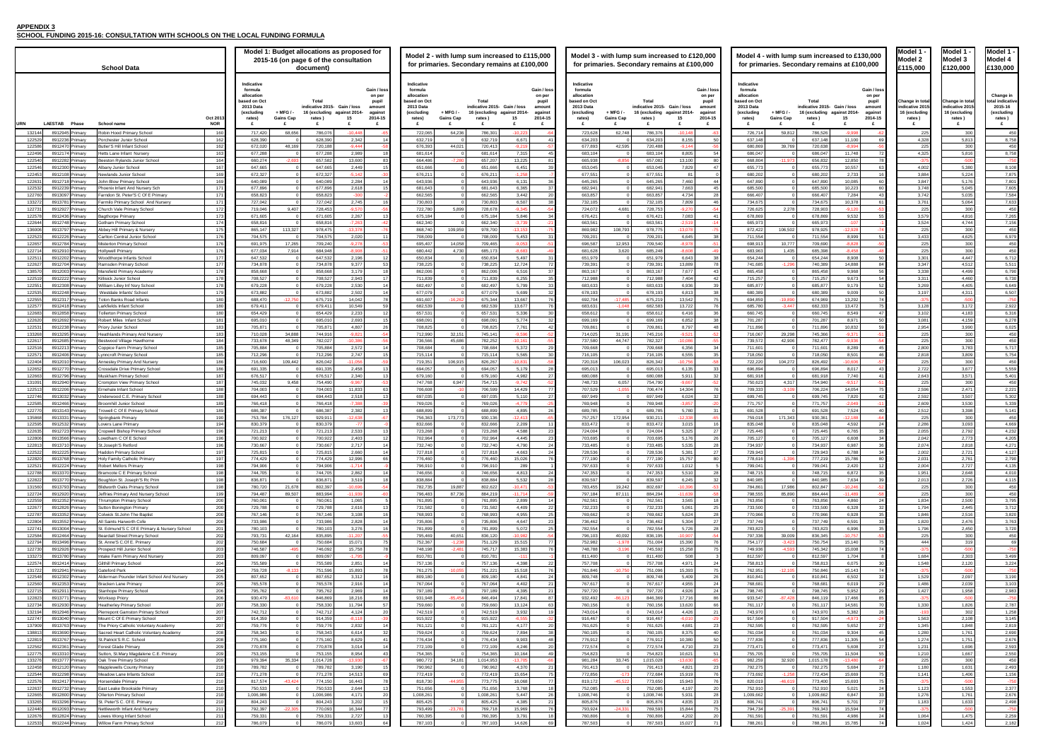**APPENDIX 3**

**SCHOOL FUNDING 2015-16: CONSULTATION WITH SCHOOLS ON THE LOCAL FUNDING FORMULA**

| School Data | | | | | Model 1: Budget allocations as proposed for 2015-16 (on page 6 of the consultation document) | | | | | Model 2 - with lump sum increased to £115,000 for primaries. Secondary remains at £100,000 | | | | | Model 3 - with lump sum increased to £120,000 for primaries. Secondary remains at £100,000 | | | | | Model 4 - with lump sum increased to £130,000 for primaries. Secondary remains at £100,000 | | | | | Model 1 - Model 2 £115,000 | Model 1 - Model 3 £120,000 | Model 1 - Model 4 £130,000 |
|---|---|---|---|---|---|---|---|---|---|---|---|---|---|---|---|---|---|---|---|---|---|---|---|---|---|---|---|
| URN | LAESTAB | Phase | School name | Oct 2013 NOR | Indicative formula allocation based on Oct 2013 Data (excluding rates) £ | + MFG / - Gains Cap £ | Total indicative 2015-16 (excluding rates) £ | Gain / loss against 2014-15 £ | Gain / loss per pupil amount against 2014-15 £ | Indicative formula allocation based on Oct 2013 Data (excluding rates) £ | + MFG / - Gains Cap £ | Total indicative 2015-16 (excluding rates) £ | Gain / loss against 2014-15 £ | Gain / loss per pupil amount against 2014-15 £ | Indicative formula allocation based on Oct 2013 Data (excluding rates) £ | + MFG / - Gains Cap £ | Total indicative 2015-16 (excluding rates) £ | Gain / loss against 2014-15 £ | Gain / loss per pupil amount against 2014-15 £ | Indicative formula allocation based on Oct 2013 Data (excluding rates) £ | + MFG / - Gains Cap £ | Total indicative 2015-16 (excluding rates) £ | Gain / loss against 2014-15 £ | Gain / loss per pupil amount against 2014-15 £ | Change in total indicative 2015-16 (excluding rates) £ | Change in total indicative 2015-16 (excluding rates) £ | Change in total indicative 2015-16 (excluding rates) £ |
| 132144 | 8912945 | Primary | Robin Hood Primary School | 160 | 717,420 | 68,656 | 786,076 | -10,448 | -65 | 722,065 | 64,236 | 786,301 | -10,223 | -64 | 723,628 | 62,748 | 786,376 | -10,148 | -63 | 726,714 | 59,812 | 786,526 | -9,998 | -62 | 225 | 300 | 450 |
| 122529 | 8912236 | Primary | Porchester Junior School | 162 | 628,390 | 0 | 628,390 | 2,342 | 14 | 632,719 | 0 | 632,719 | 6,671 | 41 | 634,203 | 0 | 634,203 | 8,155 | 50 | 637,148 | 0 | 637,148 | 11,100 | 69 | 4,328 | 5,813 | 8,758 |
| 122588 | 8912470 | Primary | Butler'S Hill Infant School | 162 | 672,020 | 48,169 | 720,188 | -9,444 | -58 | 676,393 | 44,021 | 720,413 | -9,219 | -57 | 677,893 | 42,595 | 720,488 | -9,144 | -56 | 680,869 | 39,769 | 720,638 | -8,994 | -56 | 225 | 300 | 450 |
| 122496 | 8912174 | Primary | Hetts Lane Infant Nursery | 163 | 677,288 | 0 | 677,288 | 2,989 | 18 | 681,614 | 0 | 681,614 | 7,315 | 45 | 683,104 | 0 | 683,104 | 8,805 | 54 | 686,047 | 0 | 686,047 | 11,748 | 72 | 4,325 | 5,816 | 8,758 |
| 122540 | 8912282 | Primary | Beeston Rylands Junior School | 164 | 660,274 | -2,693 | 657,582 | 13,600 | 83 | 664,486 | -7,280 | 657,207 | 13,225 | 81 | 665,938 | -8,856 | 657,082 | 13,100 | 80 | 668,804 | -11,973 | 656,832 | 12,850 | 78 | -375 | -500 | -750 |
| 122545 | 8912300 | Primary | Albany Junior School | 167 | 647,665 | 0 | 647,665 | 2,489 | 15 | 651,666 | 0 | 651,666 | 6,451 | 39 | 653,045 | 0 | 653,045 | 7,829 | 47 | 655,773 | 0 | 655,773 | 10,557 | 63 | 4,002 | 5,380 | 8,108 |
| 122453 | 8912108 | Primary | Newlands Junior School | 169 | 672,327 | 0 | 672,327 | -5,142 | -30 | 676,211 | 0 | 676,211 | -1,258 | -7 | 677,551 | 0 | 677,551 | 81 | 0 | 680,202 | 0 | 680,202 | 2,733 | 16 | 3,884 | 5,224 | 7,875 |
| 122831 | 8912718 | Primary | John Blow Primary School | 169 | 640,089 | 0 | 640,089 | 2,284 | 14 | 643,936 | 0 | 643,936 | 6,131 | 36 | 645,265 | 0 | 645,265 | 7,460 | 44 | 647,890 | 0 | 647,890 | 10,085 | 60 | 3,847 | 5,176 | 7,801 |
| 122532 | 8912239 | Primary | Phoenix Infant And Nursery Sch | 171 | 677,896 | 0 | 677,896 | 2,618 | 15 | 681,643 | 0 | 681,643 | 6,365 | 37 | 682,941 | 0 | 682,941 | 7,663 | 45 | 685,500 | 0 | 685,500 | 10,223 | 60 | 3,748 | 5,045 | 7,605 |
| 122760 | 8913097 | Primary | Farndon St. Peter'S C Of E Primary | 171 | 658,823 | 0 | 658,823 | -300 | -2 | 662,565 | 0 | 662,565 | 3,442 | 20 | 663,857 | 0 | 663,857 | 4,734 | 28 | 666,407 | 0 | 666,407 | 7,284 | 43 | 3,742 | 5,035 | 7,584 |
| 133272 | 8913781 | Primary | Farmilo Primary School And Nursery | 171 | 727,042 | 0 | 727,042 | 2,745 | 16 | 730,803 | 0 | 730,803 | 6,507 | 38 | 732,105 | 0 | 732,105 | 7,809 | 46 | 734,675 | 0 | 734,675 | 10,378 | 61 | 3,761 | 5,064 | 7,633 |
| 122731 | 8912927 | Primary | Church Vale Primary School | 172 | 719,046 | 9,407 | 728,453 | -9,570 | -56 | 722,780 | 5,899 | 728,678 | -9,345 | -54 | 724,072 | 4,681 | 728,753 | -9,270 | -54 | 726,625 | 2,278 | 728,903 | -9,120 | -53 | 225 | 300 | 450 |
| 122578 | 8912436 | Primary | Bagthorpe Primary | 173 | 671,605 | 0 | 671,605 | 2,267 | 13 | 675,184 | 0 | 675,184 | 5,846 | 34 | 676,421 | 0 | 676,421 | 7,083 | 41 | 678,869 | 0 | 678,869 | 9,532 | 55 | 3,579 | 4,816 | 7,265 |
| 122644 | 8912748 | Primary | Gotham Primary School | 174 | 658,816 | 0 | 658,816 | -7,263 | -42 | 662,340 | 0 | 662,340 | -3,739 | -21 | 663,561 | 0 | 663,561 | -2,519 | -14 | 665,973 | 0 | 665,973 | -107 | -1 | 3,524 | 4,744 | 7,156 |
| 136006 | 8913797 | Primary | Abbey Hill Primary & Nursery | 175 | 865,147 | 113,327 | 978,475 | -13,378 | -76 | 868,740 | 109,959 | 978,700 | -13,153 | -75 | 869,982 | 108,793 | 978,775 | -13,078 | -75 | 872,422 | 106,502 | 978,925 | -12,928 | -74 | 225 | 300 | 450 |
| 122523 | 8912226 | Primary | Carlton Central Junior School | 176 | 704,575 | 0 | 704,575 | 2,020 | 11 | 708,009 | 0 | 708,009 | 5,453 | 31 | 709,201 | 0 | 709,201 | 6,645 | 38 | 711,554 | 0 | 711,554 | 8,999 | 51 | 3,433 | 4,625 | 6,979 |
| 122657 | 8912784 | Primary | Misterton Primary School | 176 | 691,975 | 17,285 | 709,240 | -9,278 | -53 | 695,407 | 14,058 | 709,465 | -9,053 | -51 | 696,587 | 12,953 | 709,540 | -8,978 | -51 | 698,913 | 10,777 | 709,690 | -8,828 | -50 | 225 | 300 | 450 |
| 122714 | 8912910 | Primary | Hollywell Primary | 176 | 677,034 | 7,914 | 684,948 | -8,908 | -51 | 680,442 | 4,730 | 685,173 | -8,683 | -49 | 681,628 | 3,620 | 685,248 | -8,608 | -49 | 683,963 | 1,435 | 685,398 | -8,458 | -48 | 225 | 300 | 450 |
| 122513 | 8912202 | Primary | Woodthorpe Infants School | 177 | 647,532 | 0 | 647,532 | 2,198 | 12 | 650,834 | 0 | 650,834 | 5,497 | 31 | 651,979 | 0 | 651,979 | 6,643 | 38 | 654,244 | 0 | 654,244 | 8,908 | 50 | 3,301 | 4,447 | 6,712 |
| 122519 | 8912704 | Primary | Ramsden Primary School | 177 | 734,878 | 0 | 734,878 | 9,377 | 53 | 738,225 | 0 | 738,225 | 12,724 | 72 | 739,391 | 0 | 739,391 | 13,889 | 78 | 741,685 | -1,296 | 740,389 | 14,888 | 84 | 3,347 | 4,512 | 5,511 |
| 138570 | 8912003 | Primary | Mansfield Primary Academy | 178 | 858,668 | 0 | 858,668 | 3,179 | 18 | 862,006 | 0 | 862,006 | 6,516 | 37 | 863,167 | 0 | 863,167 | 7,677 | 43 | 865,458 | 0 | 865,458 | 9,968 | 56 | 3,338 | 4,499 | 6,790 |
| 122519 | 8912222 | Primary | Killisick Junior School | 178 | 708,527 | 0 | 708,527 | 2,943 | 17 | 711,839 | 0 | 711,839 | 6,255 | 35 | 712,988 | 0 | 712,988 | 7,404 | 42 | 715,257 | 0 | 715,257 | 9,673 | 54 | 3,311 | 4,460 | 6,730 |
| 122591 | 8912308 | Primary | William Lilley Inf Nsry School | 178 | 679,228 | 0 | 679,228 | 2,530 | 14 | 682,497 | 0 | 682,497 | 5,790 | 33 | 683,633 | 0 | 683,633 | 6,936 | 39 | 685,877 | 0 | 685,877 | 9,179 | 52 | 3,269 | 4,405 | 6,649 |
| 122535 | 8912248 | Primary | Westdale Infants' School | 179 | 673,882 | 0 | 673,882 | 2,502 | 14 | 677,079 | 0 | 677,079 | 5,699 | 32 | 678,193 | 0 | 678,193 | 6,813 | 38 | 680,389 | 0 | 680,389 | 9,009 | 50 | 3,197 | 4,311 | 6,507 |
| 122555 | 8912317 | Primary | Toton Banks Road Infants | 180 | 688,470 | -12,750 | 675,719 | 14,042 | 78 | 692,091 | -16,262 | 675,344 | 13,667 | 76 | 692,764 | -17,485 | 675,219 | 13,542 | 75 | 694,859 | -19,890 | 674,969 | 13,292 | 74 | -375 | -500 | -750 |
| 122577 | 8912418 | Primary | Larkfields Infant School | 180 | 679,411 | 0 | 679,411 | 10,549 | 59 | 682,539 | 0 | 682,539 | 13,677 | 76 | 683,624 | -1,040 | 682,583 | 13,722 | 76 | 685,780 | -3,447 | 682,333 | 13,472 | 75 | 3,128 | 3,172 | 2,922 |
| 122683 | 8912858 | Primary | Tollerton Primary School | 180 | 654,429 | 0 | 654,429 | 2,233 | 12 | 657,531 | 0 | 657,531 | 5,336 | 30 | 658,612 | 0 | 658,612 | 6,416 | 36 | 660,745 | 0 | 660,745 | 8,549 | 47 | 3,102 | 4,183 | 6,316 |
| 122620 | 8912692 | Primary | Robert Miles Infant School | 181 | 695,010 | 0 | 695,010 | 2,693 | 15 | 698,091 | 0 | 698,091 | 5,774 | 32 | 699,169 | 0 | 699,169 | 6,852 | 38 | 701,287 | 0 | 701,287 | 8,971 | 50 | 3,081 | 4,159 | 6,278 |
| 122531 | 8912238 | Primary | Priory Junior School | 183 | 705,871 | 0 | 705,871 | 4,807 | 26 | 708,825 | 0 | 708,825 | 7,761 | 42 | 709,861 | 0 | 709,861 | 8,797 | 48 | 711,898 | 0 | 711,898 | 10,832 | 59 | 2,954 | 3,990 | 6,025 |
| 133268 | 8913285 | Primary | Heathlands Primary And Nursery | 183 | 710,028 | 34,888 | 744,916 | -9,821 | -54 | 712,990 | 32,151 | 745,141 | -9,596 | -52 | 714,025 | 31,191 | 745,216 | -9,521 | -52 | 716,067 | 29,298 | 745,366 | -9,371 | -51 | 225 | 300 | 450 |
| 122617 | 8912685 | Primary | Bestwood Village Hawthorne | 184 | 733,678 | 48,349 | 782,027 | -10,386 | -56 | 736,566 | 45,686 | 782,252 | -10,161 | -55 | 737,580 | 44,747 | 782,327 | -10,086 | -55 | 739,572 | 42,906 | 782,477 | -9,936 | -54 | 225 | 300 | 450 |
| 122516 | 8912213 | Primary | Coppice Farm Primary School | 185 | 705,884 | 0 | 705,884 | 2,572 | 14 | 708,684 | 0 | 708,684 | 5,372 | 29 | 709,668 | 0 | 709,668 | 6,356 | 34 | 711,601 | 0 | 711,601 | 8,289 | 45 | 2,800 | 3,783 | 5,717 |
| 122571 | 8912408 | Primary | Lynncroft Primary School | 185 | 712,296 | 0 | 712,296 | 2,747 | 15 | 715,114 | 0 | 715,114 | 5,565 | 30 | 716,105 | 0 | 716,105 | 6,555 | 35 | 718,050 | 0 | 718,050 | 8,501 | 46 | 2,818 | 3,809 | 5,754 |
| 122404 | 8912010 | Primary | Annesley Primary And Nursery | 186 | 716,600 | 109,442 | 826,042 | -11,056 | -59 | 719,351 | 106,915 | 826,267 | -10,831 | -58 | 720,318 | 106,023 | 826,342 | -10,756 | -58 | 722,220 | 104,272 | 826,492 | -10,606 | -57 | 225 | 300 | 450 |
| 122652 | 8912770 | Primary | Crossdale Drive Primary School | 186 | 691,335 | 0 | 691,335 | 2,458 | 13 | 694,057 | 0 | 694,057 | 5,179 | 28 | 695,013 | 0 | 695,013 | 6,135 | 33 | 696,894 | 0 | 696,894 | 8,017 | 43 | 2,722 | 3,677 | 5,559 |
| 122693 | 8912796 | Primary | Muskham Primary School | 187 | 676,517 | 0 | 676,517 | 2,340 | 13 | 679,160 | 0 | 679,160 | 4,982 | 27 | 680,088 | 0 | 680,088 | 5,911 | 32 | 681,918 | 0 | 681,918 | 7,740 | 41 | 2,643 | 3,571 | 5,401 |
| 131091 | 8912940 | Primary | Crompton View Primary School | 187 | 745,032 | 9,458 | 754,490 | -9,967 | -53 | 747,768 | 6,947 | 754,715 | -9,742 | -52 | 748,733 | 6,057 | 754,790 | -9,667 | -52 | 750,623 | 4,317 | 754,940 | -9,517 | -51 | 225 | 300 | 450 |
| 122513 | 8912206 | Primary | Ernehale Infant School | 188 | 704,003 | 0 | 704,003 | 11,833 | 63 | 706,608 | -10 | 706,599 | 14,429 | 77 | 707,529 | -1,055 | 706,474 | 14,304 | 76 | 709,333 | -3,109 | 706,224 | 14,054 | 75 | 2,596 | 2,471 | 2,221 |
| 122746 | 8913032 | Primary | Underwood C.E. Primary School | 189 | 694,443 | 0 | 694,443 | 2,518 | 13 | 697,035 | 0 | 697,035 | 5,110 | 27 | 697,949 | 0 | 697,949 | 6,024 | 32 | 699,745 | 0 | 699,745 | 7,820 | 42 | 2,592 | 3,507 | 5,302 |
| 122585 | 8912466 | Primary | Bronwhill Junior School | 189 | 766,418 | 0 | 766,418 | -7,388 | -39 | 769,026 | 0 | 769,026 | -4,779 | -25 | 769,948 | 0 | 769,948 | -3,857 | -20 | 771,757 | 0 | 771,757 | -2,049 | -11 | 2,609 | 3,530 | 5,339 |
| 122770 | 8913143 | Primary | Trowell C Of E Primary School | 189 | 686,387 | 0 | 686,387 | 2,382 | 13 | 688,899 | 0 | 688,899 | 4,895 | 26 | 689,785 | 0 | 689,785 | 5,780 | 31 | 691,528 | 0 | 691,528 | 7,524 | 40 | 2,512 | 3,398 | 5,141 |
| 135868 | 8913331 | Primary | Springbank Primary | 190 | 753,784 | 176,127 | 929,911 | -12,638 | -67 | 756,363 | 173,773 | 930,136 | -12,413 | -65 | 757,257 | 172,954 | 930,211 | -12,338 | -65 | 759,018 | 171,343 | 930,361 | -12,188 | -64 | 225 | 300 | 450 |
| 122595 | 8912532 | Primary | Lovers Lane Primary | 194 | 830,379 | 0 | 830,379 | -77 | 0 | 832,666 | 0 | 832,666 | 2,209 | 11 | 833,472 | 0 | 833,472 | 3,015 | 16 | 835,048 | 0 | 835,048 | 4,592 | 24 | 2,286 | 3,093 | 4,669 |
| 122635 | 8912723 | Primary | Cropwell Bishop Primary School | 196 | 721,213 | 0 | 721,213 | 2,533 | 13 | 723,268 | 0 | 723,268 | 4,588 | 23 | 724,004 | 0 | 724,004 | 5,325 | 27 | 725,445 | 0 | 725,445 | 6,765 | 35 | 2,055 | 2,792 | 4,232 |
| 122806 | 8913566 | Primary | Lowdham C Of E School | 196 | 700,922 | 0 | 700,922 | 2,403 | 12 | 702,964 | 0 | 702,964 | 4,445 | 23 | 703,695 | 0 | 703,695 | 5,176 | 26 | 705,127 | 0 | 705,127 | 6,608 | 34 | 2,042 | 2,773 | 4,205 |
| 122813 | 8913710 | Primary | St Joseph'S Retford | 196 | 730,667 | 0 | 730,667 | 2,717 | 14 | 732,740 | 0 | 732,740 | 4,790 | 24 | 733,485 | 0 | 733,485 | 5,535 | 28 | 734,937 | 0 | 734,937 | 6,987 | 36 | 2,074 | 2,818 | 4,271 |
| 122522 | 8912225 | Primary | Haddon Primary School | 197 | 725,815 | 0 | 725,815 | 2,660 | 14 | 727,818 | 0 | 727,818 | 4,663 | 24 | 728,536 | 0 | 728,536 | 5,381 | 27 | 729,943 | 0 | 729,943 | 6,788 | 34 | 2,002 | 2,721 | 4,127 |
| 122820 | 8913768 | Primary | Holy Family Catholic Primary | 197 | 774,429 | 0 | 774,429 | 12,996 | 66 | 776,460 | 0 | 776,460 | 15,026 | 76 | 777,190 | 0 | 777,190 | 15,757 | 80 | 778,616 | -1,396 | 777,219 | 15,786 | 80 | 2,031 | 2,761 | 2,790 |
| 122521 | 8912224 | Primary | Robert Mellors Primary | 198 | 794,906 | 0 | 794,906 | -1,714 | -9 | 796,910 | 0 | 796,910 | 289 | 1 | 797,633 | 0 | 797,633 | 1,012 | 5 | 799,041 | 0 | 799,041 | 2,420 | 12 | 2,004 | 2,727 | 4,135 |
| 122788 | 8913370 | Primary | Bramcote C E Primary School | 198 | 744,705 | 0 | 744,705 | 2,862 | 14 | 746,656 | 0 | 746,656 | 4,813 | 24 | 747,353 | 0 | 747,353 | 5,510 | 28 | 748,715 | 0 | 748,715 | 6,872 | 35 | 1,951 | 2,648 | 4,010 |
| 122822 | 8913770 | Primary | Boughton St. Joseph'S Rc Prim | 198 | 836,871 | 0 | 836,871 | 3,519 | 18 | 838,884 | 0 | 838,884 | 5,532 | 28 | 839,597 | 0 | 839,597 | 6,245 | 32 | 840,985 | 0 | 840,985 | 7,634 | 39 | 2,013 | 2,726 | 4,115 |
| 131560 | 8913793 | Primary | Blidworth Oaks Primary School | 198 | 780,720 | 21,678 | 802,397 | -10,696 | -54 | 782,735 | 19,887 | 802,622 | -10,471 | -53 | 783,455 | 19,242 | 802,697 | -10,396 | -53 | 784,861 | 17,986 | 802,847 | -10,246 | -52 | 225 | 300 | 450 |
| 122724 | 8912920 | Primary | Jeffries Primary And Nursery School | 199 | 794,487 | 89,507 | 883,994 | -11,939 | -60 | 796,483 | 87,736 | 884,219 | -11,714 | -59 | 797,184 | 87,111 | 884,294 | -11,639 | -58 | 798,555 | 85,890 | 884,444 | -11,489 | -58 | 225 | 300 | 450 |
| 122559 | 8912352 | Primary | Thrumpton Primary School | 200 | 760,061 | 0 | 760,061 | 1,065 | 5 | 761,895 | 0 | 761,895 | 2,899 | 14 | 762,561 | 0 | 762,561 | 3,565 | 18 | 763,856 | 0 | 763,856 | 4,860 | 24 | 1,834 | 2,500 | 3,795 |
| 122677 | 8912826 | Primary | Sutton Bonington Primary | 200 | 729,788 | 0 | 729,788 | 2,616 | 13 | 731,582 | 0 | 731,582 | 4,409 | 22 | 732,233 | 0 | 732,233 | 5,061 | 25 | 733,500 | 0 | 733,500 | 6,328 | 32 | 1,794 | 2,445 | 3,712 |
| 122787 | 8913352 | Primary | Colwick St John The Baptist | 200 | 767,146 | 0 | 767,146 | 3,108 | 16 | 768,993 | 0 | 768,993 | 4,955 | 25 | 769,662 | 0 | 769,662 | 5,624 | 28 | 770,966 | 0 | 770,966 | 6,928 | 35 | 1,846 | 2,516 | 3,820 |
| 122804 | 8913552 | Primary | All Saints Harworth Cofe | 200 | 733,986 | 0 | 733,986 | 2,828 | 14 | 735,806 | 0 | 735,806 | 4,647 | 23 | 736,462 | 0 | 736,462 | 5,304 | 27 | 737,749 | 0 | 737,749 | 6,591 | 33 | 1,820 | 2,476 | 3,763 |
| 122741 | 8913004 | Primary | St. Edmund'S C Of E Primary & Nursery School | 201 | 780,103 | 0 | 780,103 | 3,276 | 16 | 781,899 | 0 | 781,899 | 5,072 | 25 | 782,554 | 0 | 782,554 | 5,726 | 28 | 783,823 | 0 | 783,823 | 6,996 | 35 | 1,796 | 2,450 | 3,720 |
| 122584 | 8912464 | Primary | Beardall Street Primary School | 202 | 793,731 | 42,164 | 835,895 | -11,207 | -55 | 795,469 | 40,651 | 836,120 | -10,982 | -54 | 796,103 | 40,092 | 836,195 | -10,907 | -54 | 797,336 | 39,009 | 836,345 | -10,757 | -53 | 225 | 300 | 450 |
| 122794 | 8913498 | Primary | St. Anne'S C.Of.E. Primary | 202 | 750,684 | 0 | 750,684 | 15,071 | 75 | 752,367 | -1,238 | 751,129 | 15,515 | 77 | 752,982 | -1,978 | 751,004 | 15,390 | 76 | 754,177 | -3,423 | 750,754 | 15,140 | 75 | 444 | 319 | 69 |
| 122730 | 8912926 | Primary | Prospect Hill Junior School | 203 | 746,587 | -495 | 746,092 | 15,758 | 78 | 748,198 | -2,481 | 745,717 | 15,383 | 76 | 748,788 | -3,196 | 745,592 | 15,258 | 75 | 749,936 | -4,593 | 745,342 | 15,008 | 74 | -375 | -500 | -750 |
| 133273 | 8913780 | Primary | Intake Farm Primary And Nursery | 203 | 809,097 | 0 | 809,097 | -1,795 | -9 | 810,781 | 0 | 810,781 | -111 | -1 | 811,400 | 0 | 811,400 | 508 | 3 | 812,597 | 0 | 812,597 | 1,704 | 8 | 1,684 | 2,303 | 3,499 |
| 122574 | 8912414 | Primary | Gillhill Primary School | 204 | 755,589 | 0 | 755,589 | 2,851 | 14 | 757,136 | 0 | 757,136 | 4,398 | 22 | 757,708 | 0 | 757,708 | 4,971 | 24 | 758,813 | 0 | 758,813 | 6,075 | 30 | 1,548 | 2,120 | 3,224 |
| 131722 | 8912941 | Primary | Gateford Park | 204 | 759,728 | -8,133 | 751,596 | 15,893 | 78 | 761,275 | -10,055 | 751,221 | 15,518 | 76 | 761,846 | -10,750 | 751,096 | 15,393 | 75 | 762,951 | -12,105 | 750,846 | 15,143 | 74 | -375 | -500 | -750 |
| 122548 | 8912302 | Primary | Alderman Pounder Infant School And Nursery | 205 | 807,652 | 0 | 807,652 | 3,312 | 16 | 809,180 | 0 | 809,180 | 4,841 | 24 | 809,748 | 0 | 809,748 | 5,409 | 26 | 810,841 | 0 | 810,841 | 6,502 | 32 | 1,529 | 2,097 | 3,190 |
| 122560 | 8912353 | Primary | Bracken Lane Primary | 205 | 765,578 | 0 | 765,578 | 2,916 | 14 | 767,064 | 0 | 767,064 | 4,402 | 21 | 767,617 | 0 | 767,617 | 4,955 | 24 | 768,681 | 0 | 768,681 | 6,019 | 29 | 1,486 | 2,039 | 3,103 |
| 122715 | 8912911 | Primary | Stanhope Primary School | 206 | 795,762 | 0 | 795,762 | 2,969 | 14 | 797,189 | 0 | 797,189 | 4,395 | 21 | 797,720 | 0 | 797,720 | 4,926 | 24 | 798,745 | 0 | 798,745 | 5,952 | 29 | 1,427 | 1,958 | 2,983 |
| 122823 | 8913771 | Primary | Worksop Priory | 206 | 930,479 | -83,610 | 846,869 | 18,216 | 88 | 931,948 | -85,454 | 846,494 | 17,841 | 87 | 932,492 | -86,123 | 846,369 | 17,716 | 86 | 933,547 | -87,428 | 846,119 | 17,466 | 85 | -375 | -500 | -750 |
| 122734 | 8912930 | Primary | Heatherley Primary School | 207 | 758,330 | 0 | 758,330 | 11,794 | 57 | 759,660 | 0 | 759,660 | 13,124 | 63 | 760,156 | 0 | 760,156 | 13,620 | 66 | 761,117 | 0 | 761,117 | 14,581 | 70 | 1,330 | 1,826 | 2,787 |
| 122506 | 8912190 | Primary | Pierrepont Gamston Primary School | 207 | 742,712 | 0 | 742,712 | 4,124 | 20 | 742,519 | 0 | 742,519 | 3,932 | 19 | 743,014 | 0 | 743,014 | 4,426 | 21 | 743,970 | 0 | 743,970 | 5,382 | 26 | -193 | 302 | 1,258 |
| 122747 | 8913040 | Primary | Mount C Of E Primary School | 207 | 914,359 | 0 | 914,359 | -8,118 | -39 | 915,922 | 0 | 915,922 | -6,555 | -32 | 916,467 | 0 | 916,467 | -6,010 | -29 | 917,504 | 0 | 917,504 | -4,973 | -24 | 1,563 | 2,108 | 3,145 |
| 137909 | 8913763 | Primary | The Priory Catholic Voluntary Academy | 207 | 759,776 | 0 | 759,776 | 2,832 | 14 | 761,121 | 0 | 761,121 | 4,177 | 20 | 761,625 | 0 | 761,625 | 4,681 | 23 | 762,595 | 0 | 762,595 | 5,652 | 27 | 1,345 | 1,848 | 2,819 |
| 138813 | 8913690 | Primary | Sacred Heart Catholic Voluntary Academy | 208 | 758,343 | 0 | 758,343 | 6,614 | 32 | 759,624 | 0 | 759,624 | 7,894 | 38 | 760,105 | 0 | 760,105 | 8,375 | 40 | 761,034 | 0 | 761,034 | 9,304 | 45 | 1,280 | 1,761 | 2,690 |
| 122819 | 8913767 | Primary | St.Patrick'S R.C. School | 209 | 775,160 | 0 | 775,160 | 8,629 | 41 | 776,434 | 0 | 776,434 | 9,903 | 48 | 776,912 | 0 | 776,912 | 10,380 | 50 | 777,836 | 0 | 777,836 | 11,305 | 54 | 1,274 | 1,751 | 2,676 |
| 122562 | 8912361 | Primary | Forest Glade Primary | 209 | 770,878 | 0 | 770,878 | 3,014 | 14 | 772,109 | 0 | 772,109 | 4,246 | 20 | 772,574 | 0 | 772,574 | 4,710 | 23 | 773,471 | 0 | 773,471 | 5,608 | 27 | 1,231 | 1,696 | 2,593 |
| 122775 | 8913310 | Primary | Sutton, St.Mary Magdalene C.E. Primary | 209 | 753,155 | 0 | 753,155 | 8,954 | 43 | 754,365 | 0 | 754,365 | 10,164 | 49 | 754,823 | 0 | 754,823 | 10,621 | 51 | 755,705 | 0 | 755,705 | 11,504 | 55 | 1,210 | 1,667 | 2,550 |
| 133276 | 8913777 | Primary | Oak Tree Primary School | 209 | 979,394 | 35,334 | 1,014,728 | -13,898 | -67 | 980,772 | 34,181 | 1,014,953 | -13,673 | -65 | 981,284 | 33,745 | 1,015,028 | -13,598 | -65 | 982,259 | 32,920 | 1,015,178 | -13,448 | -64 | 225 | 300 | 450 |
| 122458 | 8912120 | Primary | Mapplewells County Primary | 210 | 789,782 | 0 | 789,782 | 3,190 | 15 | 790,962 | 0 | 790,962 | 4,370 | 21 | 791,413 | 0 | 791,413 | 4,821 | 23 | 792,275 | 0 | 792,275 | 5,684 | 27 | 1,180 | 1,631 | 2,493 |
| 122544 | 8912298 | Primary | Meadow Lane Infants School | 210 | 771,278 | 0 | 771,278 | 14,513 | 69 | 772,419 | 0 | 772,419 | 15,654 | 75 | 772,856 | -173 | 772,684 | 15,919 | 76 | 773,692 | -1,258 | 772,434 | 15,669 | 75 | 1,141 | 1,406 | 1,156 |
| 122576 | 8912417 | Primary | Horsendale Primary | 210 | 817,574 | -43,424 | 774,150 | 16,443 | 78 | 818,730 | -44,955 | 773,775 | 16,068 | 77 | 819,172 | -45,522 | 773,650 | 15,943 | 76 | 820,019 | -46,619 | 773,400 | 15,693 | 75 | -375 | -500 | -750 |
| 122637 | 8912732 | Primary | East Leake Brookside Primary | 210 | 750,533 | 0 | 750,533 | 2,644 | 13 | 751,656 | 0 | 751,656 | 3,768 | 18 | 752,085 | 0 | 752,085 | 4,197 | 20 | 752,910 | 0 | 752,910 | 5,021 | 24 | 1,123 | 1,553 | 2,377 |
| 122665 | 8912800 | Primary | Ollerton Primary School | 210 | 1,006,986 | 0 | 1,006,986 | 4,171 | 20 | 1,008,261 | 0 | 1,008,261 | 5,447 | 26 | 1,008,746 | 0 | 1,008,746 | 5,931 | 28 | 1,009,662 | 0 | 1,009,662 | 6,847 | 33 | 1,276 | 1,761 | 2,676 |
| 122795 | 8913296 | Primary | St. Peter'S C.Of.E. Primary | 210 | 804,243 | 0 | 804,243 | 3,202 | 15 | 805,425 | 0 | 805,425 | 4,385 | 21 | 805,876 | 0 | 805,876 | 4,835 | 23 | 806,741 | 0 | 806,741 | 5,701 | 27 | 1,183 | 1,633 | 2,498 |
| 122440 | 8912093 | Primary | Nettleworth Infant And Nursery | 211 | 792,397 | -22,305 | 770,093 | 16,344 | 77 | 793,499 | -23,781 | 769,718 | 15,969 | 76 | 793,924 | -24,331 | 769,593 | 15,844 | 75 | 794,734 | -25,391 | 769,343 | 15,594 | 74 | -375 | -500 | -750 |
| 122676 | 8912824 | Primary | Lowes Wong Infant School | 211 | 759,331 | 0 | 759,331 | 2,727 | 13 | 760,395 | 0 | 760,395 | 3,791 | 18 | 760,806 | 0 | 760,806 | 4,202 | 20 | 761,591 | 0 | 761,591 | 4,986 | 24 | 1,064 | 1,475 | 2,259 |
| 122533 | 8912244 | Primary | Willow Farm Primary School | 212 | 786,079 | 0 | 786,079 | 13,603 | 64 | 787,103 | 0 | 787,103 | 14,626 | 69 | 787,503 | 0 | 787,503 | 15,027 | 71 | 788,261 | 0 | 788,261 | 15,785 | 74 | 1,024 | 1,424 | 2,182 |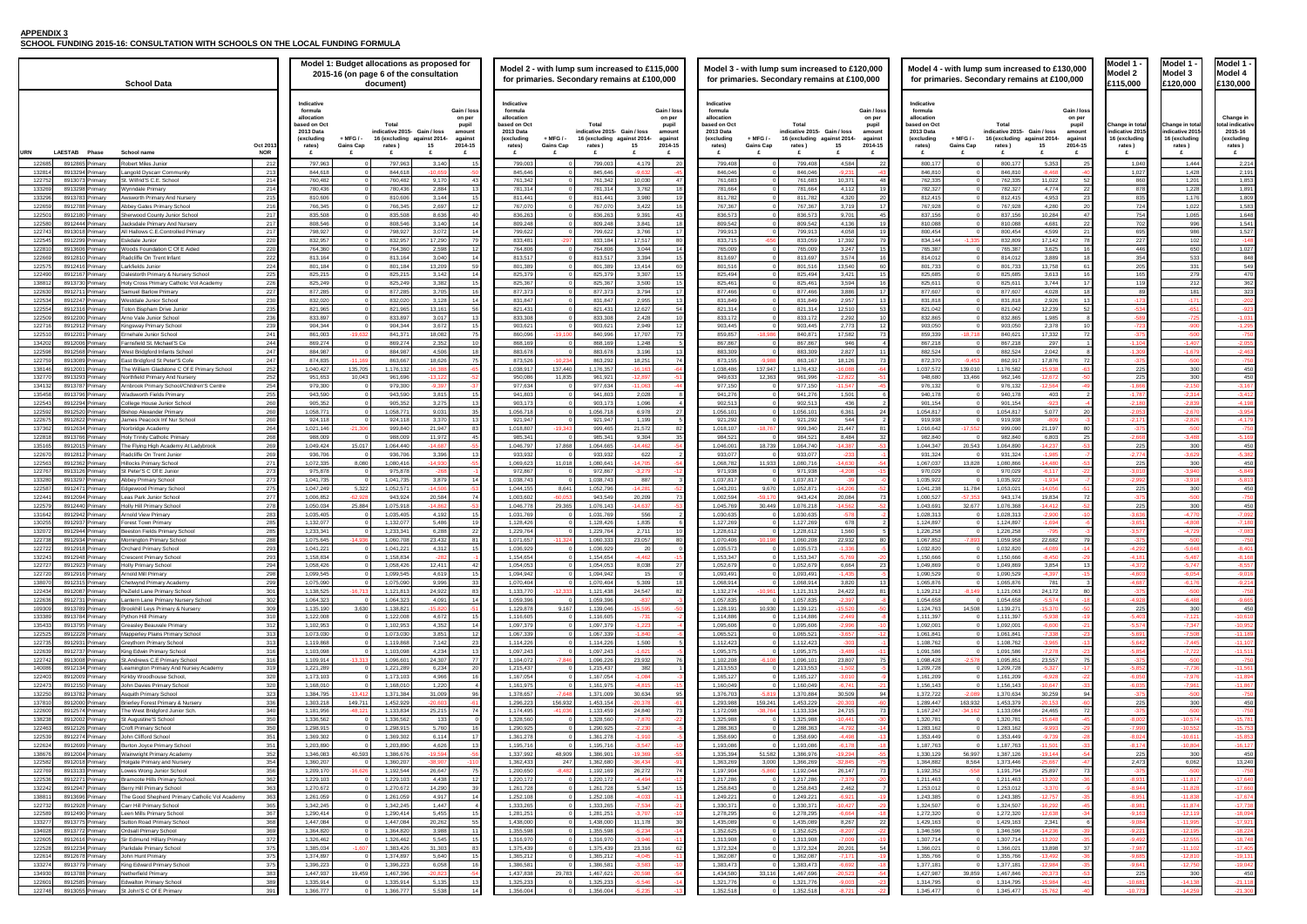## APPENDIX 3

## SCHOOL FUNDING 2015-16: CONSULTATION WITH SCHOOLS ON THE LOCAL FUNDING FORMULA

| | | | School Data | | Model 1: Budget allocations as proposed for 2015-16 (on page 6 of the consultation document) | | | | | Model 2 - with lump sum increased to £115,000 for primaries. Secondary remains at £100,000 | | | | | Model 3 - with lump sum increased to £120,000 for primaries. Secondary remains at £100,000 | | | | | Model 4 - with lump sum increased to £130,000 for primaries. Secondary remains at £100,000 | | | | | Model 1 - Model 2 £115,000 | Model 1 - Model 3 £120,000 | Model 1 - Model 4 £130,000 |
|---|---|---|---|---|---|---|---|---|---|---|---|---|---|---|---|---|---|---|---|---|---|---|---|---|---|---|---|
| URN | LAESTAB | Phase | School name | Oct 2013 NOR | Indicative formula allocation based on Oct 2013 Data (excluding rates) £ | + MFG / - Gains Cap £ | Total indicative 2015-16 (excluding rates) £ | Gain / loss against 2014-15 £ | Gain / loss on per pupil amount against 2014-15 £ | Indicative formula allocation based on Oct 2013 Data (excluding rates) £ | + MFG / - Gains Cap £ | Total indicative 2015-16 (excluding rates) £ | Gain / loss against 2014-15 £ | Gain / loss on per pupil amount against 2014-15 £ | Indicative formula allocation based on Oct 2013 Data (excluding rates) £ | + MFG / - Gains Cap £ | Total indicative 2015-16 (excluding rates) £ | Gain / loss against 2014-15 £ | Gain / loss on per pupil amount against 2014-15 £ | Indicative formula allocation based on Oct 2013 Data (excluding rates) £ | + MFG / - Gains Cap £ | Total indicative 2015-16 (excluding rates) £ | Gain / loss against 2014-15 £ | Gain / loss on per pupil amount against 2014-15 £ | Change in total indicative 2015-16 (excluding rates) £ | Change in total indicative 2015-16 (excluding rates) £ | Change in total indicative 2015-16 (excluding rates) £ |
| 122685 | 8912685 | Primary | Robert Miles Junior | 212 | 797,963 | 0 | 797,963 | 3,140 | 15 | 799,003 | 0 | 799,003 | 4,179 | 20 | 799,408 | 0 | 799,408 | 4,584 | 22 | 800,177 | 0 | 800,177 | 5,353 | 25 | 1,040 | 1,444 | 2,214 |
| 132814 | 8913294 | Primary | Langold Dyscarr Community | 213 | 844,618 | 0 | 844,618 | -10,650 | -50 | 845,646 | 0 | 845,646 | -9,632 | -45 | 846,046 | 0 | 846,046 | -9,231 | -43 | 846,810 | 0 | 846,810 | -8,468 | -40 | 1,027 | 1,428 | 2,191 |
| 122752 | 8913073 | Primary | St. Wilfrid's C.E. School | 214 | 760,482 | 0 | 760,482 | 9,170 | 43 | 761,342 | 0 | 761,342 | 10,030 | 47 | 761,683 | 0 | 761,683 | 10,371 | 48 | 762,335 | 0 | 762,335 | 11,022 | 52 | 860 | 1,201 | 1,853 |
| 133269 | 8913298 | Primary | Wynndale Primary | 214 | 780,436 | 0 | 780,436 | 2,884 | 13 | 781,314 | 0 | 781,314 | 3,762 | 18 | 781,664 | 0 | 781,664 | 4,112 | 19 | 782,327 | 0 | 782,327 | 4,774 | 22 | 878 | 1,228 | 1,891 |
| 133296 | 8913783 | Primary | Awsworth Primary And Nursery | 215 | 810,606 | 0 | 810,606 | 3,144 | 15 | 811,441 | 0 | 811,441 | 3,980 | 19 | 811,782 | 0 | 811,782 | 4,320 | 20 | 812,415 | 0 | 812,415 | 4,953 | 23 | 835 | 1,176 | 1,809 |
| 122659 | 8912788 | Primary | Abbey Gates Primary School | 216 | 766,345 | 0 | 766,345 | 2,697 | 12 | 767,070 | 0 | 767,070 | 3,422 | 16 | 767,367 | 0 | 767,367 | 3,719 | 17 | 767,928 | 0 | 767,928 | 4,280 | 20 | 724 | 1,022 | 1,583 |
| 122501 | 8912180 | Primary | Sherwood County Junior School | 217 | 835,508 | 0 | 835,508 | 8,636 | 40 | 836,263 | 0 | 836,263 | 9,391 | 43 | 836,573 | 0 | 836,573 | 9,701 | 45 | 837,156 | 0 | 837,156 | 10,284 | 47 | 754 | 1,065 | 1,648 |
| 122580 | 8912444 | Primary | Jacksdale Primary And Nursery | 217 | 808,546 | 0 | 808,546 | 3,140 | 14 | 809,248 | 0 | 809,248 | 3,841 | 18 | 809,542 | 0 | 809,542 | 4,136 | 19 | 810,088 | 0 | 810,088 | 4,681 | 22 | 702 | 996 | 1,541 |
| 122743 | 8913018 | Primary | All Hallows C.E.Controlled Primary | 217 | 798,927 | 0 | 798,927 | 3,072 | 14 | 799,622 | 0 | 799,622 | 3,766 | 17 | 799,913 | 0 | 799,913 | 4,058 | 19 | 800,454 | 0 | 800,454 | 4,599 | 21 | 695 | 986 | 1,527 |
| 122545 | 8912299 | Primary | Eskdale Junior | 220 | 832,957 | 0 | 832,957 | 17,290 | 79 | 833,481 | -297 | 833,184 | 17,517 | 80 | 833,715 | -656 | 833,059 | 17,392 | 79 | 834,144 | -1,335 | 832,809 | 17,142 | 78 | 227 | 102 | -148 |
| 122810 | 8913606 | Primary | Woods Foundation C Of E Aided | 220 | 764,360 | 0 | 764,360 | 2,598 | 12 | 764,806 | 0 | 764,806 | 3,044 | 14 | 765,009 | 0 | 765,009 | 3,247 | 15 | 765,387 | 0 | 765,387 | 3,625 | 16 | 446 | 650 | 1,027 |
| 122669 | 8912810 | Primary | Radcliffe On Trent Infant | 222 | 813,164 | 0 | 813,164 | 3,040 | 14 | 813,517 | 0 | 813,517 | 3,394 | 15 | 813,697 | 0 | 813,697 | 3,574 | 16 | 814,012 | 0 | 814,012 | 3,889 | 18 | 354 | 533 | 848 |
| 122575 | 8912416 | Primary | Larkfields Junior | 224 | 801,184 | 0 | 801,184 | 13,209 | 59 | 801,389 | 0 | 801,389 | 13,414 | 60 | 801,516 | 0 | 801,516 | 13,540 | 60 | 801,733 | 0 | 801,733 | 13,758 | 61 | 205 | 331 | 549 |
| 122490 | 8912167 | Primary | Dalestorth Primary & Nursery School | 225 | 825,215 | 0 | 825,215 | 3,142 | 14 | 825,379 | 0 | 825,379 | 3,307 | 15 | 825,494 | 0 | 825,494 | 3,421 | 15 | 825,685 | 0 | 825,685 | 3,613 | 16 | 165 | 279 | 470 |
| 138812 | 8913730 | Primary | Holy Cross Primary Catholic Vol Academy | 226 | 825,249 | 0 | 825,249 | 3,382 | 15 | 825,367 | 0 | 825,367 | 3,500 | 15 | 825,461 | 0 | 825,461 | 3,594 | 16 | 825,611 | 0 | 825,611 | 3,744 | 17 | 119 | 212 | 362 |
| 122630 | 8912711 | Primary | Samuel Barlow Primary | 227 | 877,285 | 0 | 877,285 | 3,705 | 16 | 877,373 | 0 | 877,373 | 3,794 | 17 | 877,466 | 0 | 877,466 | 3,886 | 17 | 877,607 | 0 | 877,607 | 4,028 | 18 | 89 | 181 | 323 |
| 122534 | 8912247 | Primary | Westdale Junior School | 230 | 832,020 | 0 | 832,020 | 3,128 | 14 | 831,847 | 0 | 831,847 | 2,955 | 13 | 831,849 | 0 | 831,849 | 2,957 | 13 | 831,818 | 0 | 831,818 | 2,926 | 13 | -173 | -171 | -202 |
| 122554 | 8912316 | Primary | Toton Bispham Drive Junior | 235 | 821,965 | 0 | 821,965 | 13,161 | 56 | 821,431 | 0 | 821,431 | 12,627 | 54 | 821,314 | 0 | 821,314 | 12,510 | 53 | 821,042 | 0 | 821,042 | 12,239 | 52 | -534 | -651 | -923 |
| 122500 | 8912200 | Primary | Arno Vale Junior School | 236 | 833,697 | 0 | 833,697 | 3,017 | 13 | 833,108 | 0 | 833,108 | 2,428 | 10 | 832,972 | 0 | 832,972 | 2,292 | 10 | 832,666 | 0 | 832,666 | 1,985 | 8 | -589 | -725 | -1,031 |
| 122549 | 8912289 | Primary | Kingsway Primary School | 239 | 903,624 | 0 | 903,624 | 3,672 | 15 | 902,901 | 0 | 902,901 | 2,949 | 12 | 902,724 | 0 | 902,724 | 2,773 | 12 | 902,329 | 0 | 902,329 | 2,378 | 10 | -723 | -900 | -1,295 |
| 122510 | 8912201 | Primary | Ernehale Junior School | 241 | 861,003 | -19,632 | 841,371 | 18,082 | 75 | 860,096 | -19,100 | 840,996 | 17,707 | 73 | 859,857 | -18,986 | 840,871 | 17,582 | 73 | 859,339 | -18,718 | 840,621 | 17,332 | 72 | -375 | -500 | -750 |
| 134202 | 8912006 | Primary | Farnsfield St. Michael'S Ce | 244 | 869,274 | 0 | 869,274 | 2,352 | 10 | 868,169 | 0 | 868,169 | 1,248 | 5 | 867,867 | 0 | 867,867 | 946 | 4 | 867,218 | 0 | 867,218 | 297 | 1 | -1,104 | -1,407 | -2,055 |
| 122598 | 8912568 | Primary | West Bridgford Infants School | 247 | 884,987 | 0 | 884,987 | 4,506 | 18 | 883,678 | 0 | 883,678 | 3,196 | 13 | 883,309 | 0 | 883,309 | 2,827 | 11 | 882,524 | 0 | 882,524 | 2,042 | 8 | -1,309 | -1,678 | -2,463 |
| 122759 | 8913089 | Primary | East Bridgford St Peter'S Cofe | 247 | 874,835 | -11,169 | 863,667 | 18,626 | 75 | 873,526 | -10,234 | 863,292 | 18,251 | 74 | 873,155 | -9,988 | 863,167 | 18,126 | 73 | 872,370 | -9,453 | 862,917 | 17,876 | 72 | -375 | -500 | -750 |
| 138146 | 8912001 | Primary | The William Gladstone C Of E Primary School | 252 | 1,040,427 | 135,705 | 1,176,132 | -16,388 | -65 | 1,038,917 | 137,440 | 1,176,357 | -16,163 | -64 | 1,038,486 | 137,947 | 1,176,432 | -16,088 | -64 | 1,037,572 | 139,010 | 1,176,582 | -15,938 | -63 | 225 | 300 | 450 |
| 132770 | 8913293 | Primary | Northfield Primary And Nursery | 252 | 951,653 | 10,043 | 961,696 | -13,122 | -52 | 950,086 | 11,835 | 961,921 | -12,897 | -51 | 949,633 | 12,363 | 961,996 | -12,822 | -51 | 948,680 | 13,466 | 962,146 | -12,672 | -50 | 225 | 300 | 450 |
| 134132 | 8913787 | Primary | Arnbrook Primary School/Children'S Centre | 254 | 979,300 | 0 | 979,300 | -9,397 | -37 | 977,634 | 0 | 977,634 | -11,063 | -44 | 977,150 | 0 | 977,150 | -11,547 | -45 | 976,132 | 0 | 976,132 | -12,564 | -49 | -1,666 | -2,150 | -3,167 |
| 135458 | 8913796 | Primary | Wadsworth Fields Primary | 255 | 943,590 | 0 | 943,590 | 3,815 | 15 | 941,803 | 0 | 941,803 | 2,028 | 8 | 941,276 | 0 | 941,276 | 1,501 | 6 | 940,178 | 0 | 940,178 | 403 | 2 | -1,787 | -2,314 | -3,412 |
| 122543 | 8912294 | Primary | College House Junior School | 260 | 905,352 | 0 | 905,352 | 3,275 | 13 | 903,173 | 0 | 903,173 | 1,096 | 4 | 902,513 | 0 | 902,513 | 436 | 2 | 901,154 | 0 | 901,154 | -923 | -4 | -2,180 | -2,839 | -4,198 |
| 122592 | 8912520 | Primary | Bishop Alexander Primary | 260 | 1,058,771 | 0 | 1,058,771 | 9,031 | 35 | 1,056,718 | 0 | 1,056,718 | 6,978 | 27 | 1,056,101 | 0 | 1,056,101 | 6,361 | 24 | 1,054,817 | 0 | 1,054,817 | 5,077 | 20 | -2,053 | -2,670 | -3,954 |
| 122675 | 8912822 | Primary | James Peacock Inf Nur School | 260 | 924,118 | 0 | 924,118 | 3,370 | 13 | 921,947 | 0 | 921,947 | 1,199 | 5 | 921,292 | 0 | 921,292 | 544 | 2 | 919,938 | 0 | 919,938 | -809 | -3 | -2,171 | -2,826 | -4,179 |
| 137362 | 8912634 | Primary | Norbridge Academy | 264 | 1,021,146 | -21,306 | 999,840 | 21,947 | 83 | 1,018,807 | -19,343 | 999,465 | 21,572 | 82 | 1,018,107 | -18,767 | 999,340 | 21,447 | 81 | 1,016,642 | -17,552 | 999,090 | 21,197 | 80 | -375 | -500 | -750 |
| 122818 | 8913768 | Primary | Holy Trinity Catholic Primary | 268 | 988,009 | 0 | 988,009 | 11,972 | 45 | 985,341 | 0 | 985,341 | 9,304 | 35 | 984,521 | 0 | 984,521 | 8,484 | 32 | 982,840 | 0 | 982,840 | 6,803 | 25 | -2,668 | -3,488 | -5,169 |
| 135165 | 8912015 | Primary | The Flying High Academy At Ladybrook | 269 | 1,049,424 | 15,017 | 1,064,440 | -14,687 | -55 | 1,046,797 | 17,868 | 1,064,665 | -14,462 | -54 | 1,046,001 | 18,739 | 1,064,740 | -14,387 | -53 | 1,044,347 | 20,543 | 1,064,890 | -14,237 | -53 | 225 | 300 | 450 |
| 122670 | 8912812 | Primary | Radcliffe On Trent Junior | 269 | 936,706 | 0 | 936,706 | 3,396 | 13 | 933,932 | 0 | 933,932 | 622 | 2 | 933,077 | 0 | 933,077 | -233 | -1 | 931,324 | 0 | 931,324 | -1,985 | -7 | -2,774 | -3,629 | -5,382 |
| 122563 | 8912392 | Primary | Hillocks Primary School | 271 | 1,072,335 | 8,080 | 1,080,416 | -14,930 | -55 | 1,069,623 | 11,018 | 1,080,641 | -14,705 | -54 | 1,068,782 | 11,933 | 1,080,716 | -14,630 | -54 | 1,067,037 | 13,828 | 1,080,866 | -14,480 | -53 | 225 | 300 | 450 |
| 122767 | 8913126 | Primary | St Peter'S C Of E Junior | 273 | 975,878 | 0 | 975,878 | -268 | -1 | 972,867 | 0 | 972,867 | -3,279 | -12 | 971,938 | 0 | 971,938 | -4,208 | -15 | 970,029 | 0 | 970,029 | -6,117 | -22 | -3,010 | -3,940 | -5,849 |
| 133280 | 8913297 | Primary | Abbey Primary School | 273 | 1,041,735 | 0 | 1,041,735 | 3,879 | 14 | 1,038,743 | 0 | 1,038,743 | 887 | 3 | 1,037,817 | 0 | 1,037,817 | -39 | 0 | 1,035,922 | 0 | 1,035,922 | -1,934 | -7 | -2,992 | -3,918 | -5,813 |
| 122587 | 8912471 | Primary | Edgewood Primary School | 275 | 1,047,249 | 5,322 | 1,052,571 | -14,586 | -53 | 1,044,155 | 8,641 | 1,052,796 | -14,361 | -52 | 1,043,201 | 9,670 | 1,052,871 | -14,286 | -52 | 1,041,238 | 11,784 | 1,053,021 | -14,136 | -51 | 225 | 300 | 450 |
| 122595 | 8912094 | Primary | Leas Park Junior School | 277 | 1,006,052 | -62,328 | 943,924 | 20,584 | 74 | 1,003,602 | -60,053 | 943,549 | 20,209 | 73 | 1,002,594 | -59,170 | 943,424 | 20,084 | 73 | 1,000,527 | -57,353 | 943,174 | 19,834 | 72 | -375 | -500 | -750 |
| 122579 | 8912440 | Primary | Holly Hill Primary School | 278 | 1,050,034 | 25,884 | 1,075,918 | -14,862 | -53 | 1,046,778 | 29,365 | 1,076,143 | -14,637 | -53 | 1,045,769 | 30,449 | 1,076,218 | -14,562 | -52 | 1,043,691 | 32,677 | 1,076,368 | -14,412 | -52 | 225 | 300 | 450 |
| 131642 | 8912942 | Primary | Arnold View Primary | 283 | 1,035,405 | 0 | 1,035,405 | 4,192 | 15 | 1,031,769 | 0 | 1,031,769 | 556 | 2 | 1,030,635 | 0 | 1,030,635 | -578 | -2 | 1,028,313 | 0 | 1,028,313 | -2,900 | -10 | -3,636 | -4,770 | -7,092 |
| 130252 | 8912937 | Primary | Forest Town Primary | 284 | 1,132,077 | 0 | 1,132,077 | 5,486 | 19 | 1,128,426 | 0 | 1,128,426 | 1,835 | 6 | 1,127,269 | 0 | 1,127,269 | 678 | 2 | 1,124,897 | 0 | 1,124,897 | -1,694 | -6 | -3,651 | -4,808 | -7,180 |
| 132072 | 8912944 | Primary | Beeston Fields Primary School | 285 | 1,233,341 | 0 | 1,233,341 | 6,288 | 22 | 1,229,764 | 0 | 1,229,764 | 2,711 | 10 | 1,228,612 | 0 | 1,228,612 | 1,560 | 5 | 1,226,258 | 0 | 1,226,258 | -795 | -3 | -3,577 | -4,729 | -7,083 |
| 122738 | 8912934 | Primary | Mornington Primary School | 288 | 1,075,645 | -14,936 | 1,060,708 | 23,432 | 81 | 1,071,657 | -11,324 | 1,060,333 | 23,057 | 80 | 1,070,406 | -10,198 | 1,060,208 | 22,932 | 80 | 1,067,852 | -7,893 | 1,059,958 | 22,682 | 79 | -375 | -500 | -750 |
| 122722 | 8912918 | Primary | Orchard Primary School | 293 | 1,041,221 | 0 | 1,041,221 | 4,312 | 15 | 1,036,929 | 0 | 1,036,929 | 20 | 0 | 1,035,573 | 0 | 1,035,573 | -1,336 | -5 | 1,032,820 | 0 | 1,032,820 | -4,089 | -14 | -4,292 | -5,648 | -8,401 |
| 132243 | 8912948 | Primary | Crescent Primary School | 293 | 1,158,834 | 0 | 1,158,834 | -282 | -1 | 1,154,654 | 0 | 1,154,654 | -4,462 | -15 | 1,153,347 | 0 | 1,153,347 | -5,769 | -20 | 1,150,666 | 0 | 1,150,666 | -8,450 | -29 | -4,181 | -5,487 | -8,168 |
| 122727 | 8912923 | Primary | Holly Primary School | 294 | 1,058,426 | 0 | 1,058,426 | 12,411 | 42 | 1,054,053 | 0 | 1,054,053 | 8,038 | 27 | 1,052,679 | 0 | 1,052,679 | 6,664 | 23 | 1,049,869 | 0 | 1,049,869 | 3,854 | 13 | -4,372 | -5,747 | -8,557 |
| 122720 | 8912916 | Primary | Arnold Mill Primary | 296 | 1,099,545 | 0 | 1,099,545 | 4,619 | 16 | 1,094,942 | 0 | 1,094,942 | 15 | 0 | 1,093,491 | 0 | 1,093,491 | -1,435 | -5 | 1,090,529 | 0 | 1,090,529 | -4,397 | -15 | -4,603 | -6,054 | -9,016 |
| 138070 | 8912315 | Primary | Chetwynd Primary Academy | 299 | 1,075,090 | 0 | 1,075,090 | 9,996 | 33 | 1,070,404 | 0 | 1,070,404 | 5,309 | 18 | 1,068,914 | 0 | 1,068,914 | 3,820 | 13 | 1,065,876 | 0 | 1,065,876 | 781 | 3 | -4,687 | -6,176 | -9,214 |
| 122434 | 8912087 | Primary | Peafield Lane Primary School | 301 | 1,138,525 | -16,713 | 1,121,813 | 24,922 | 83 | 1,133,770 | -12,333 | 1,121,438 | 24,547 | 82 | 1,132,274 | -10,961 | 1,121,313 | 24,422 | 81 | 1,129,212 | -8,149 | 1,121,063 | 24,172 | 80 | -375 | -500 | -750 |
| 122636 | 8912731 | Primary | Lantern Lane Primary Nursery School | 302 | 1,064,323 | 0 | 1,064,323 | 4,091 | 14 | 1,059,396 | 0 | 1,059,396 | -836 | -3 | 1,057,835 | 0 | 1,057,835 | -2,397 | -8 | 1,054,658 | 0 | 1,054,658 | -5,574 | -18 | -4,928 | -6,488 | -9,665 |
| 140909 | 8913789 | Primary | Brookhill Leys Primary & Nursery | 309 | 1,135,190 | 3,630 | 1,138,821 | -15,820 | -51 | 1,129,878 | 9,167 | 1,139,046 | -15,595 | -50 | 1,128,191 | 10,930 | 1,139,121 | -15,520 | -50 | 1,124,763 | 14,508 | 1,139,271 | -15,370 | -50 | 225 | 300 | 450 |
| 133389 | 8913784 | Primary | Python Hill Primary | 310 | 1,122,008 | 0 | 1,122,008 | 4,672 | 15 | 1,116,605 | 0 | 1,116,605 | -731 | -2 | 1,114,886 | 0 | 1,114,886 | -2,449 | -8 | 1,111,397 | 0 | 1,111,397 | -5,938 | -19 | -5,403 | -7,121 | -10,610 |
| 135433 | 8913795 | Primary | Greasley Beauvale Primary | 312 | 1,102,953 | 0 | 1,102,953 | 4,352 | 14 | 1,097,379 | 0 | 1,097,379 | -1,223 | -4 | 1,095,606 | 0 | 1,095,606 | -2,996 | -10 | 1,092,001 | 0 | 1,092,001 | -6,600 | -21 | -5,574 | -7,347 | -10,952 |
| 122525 | 8912228 | Primary | Mapperley Plains Primary School | 313 | 1,073,030 | 0 | 1,073,030 | 3,851 | 12 | 1,067,339 | 0 | 1,067,339 | -1,840 | -6 | 1,065,521 | 0 | 1,065,521 | -3,657 | -12 | 1,061,841 | 0 | 1,061,841 | -7,338 | -23 | -5,691 | -7,508 | -11,189 |
| 122735 | 8912931 | Primary | Greythorn Primary School | 313 | 1,119,868 | 0 | 1,119,868 | 7,142 | 23 | 1,114,226 | 0 | 1,114,226 | 1,500 | 5 | 1,112,423 | 0 | 1,112,423 | -303 | -1 | 1,108,762 | 0 | 1,108,762 | -3,965 | -13 | -5,642 | -7,445 | -11,107 |
| 122639 | 8912737 | Primary | King Edwin Primary School | 316 | 1,103,098 | 0 | 1,103,098 | 4,234 | 13 | 1,097,243 | 0 | 1,097,243 | -1,621 | -5 | 1,095,375 | 0 | 1,095,375 | -3,489 | -11 | 1,091,586 | 0 | 1,091,586 | -7,278 | -23 | -5,854 | -7,722 | -11,511 |
| 122742 | 8913008 | Primary | St.Andrews C.E Primary School | 316 | 1,109,914 | -13,313 | 1,096,601 | 24,307 | 77 | 1,104,072 | -7,846 | 1,096,226 | 23,932 | 76 | 1,102,208 | -6,108 | 1,096,101 | 23,807 | 75 | 1,098,428 | -2,578 | 1,095,851 | 23,557 | 75 | -375 | -500 | -750 |
| 140088 | 8912134 | Primary | Leamington Primary And Nursery Academy | 319 | 1,221,289 | 0 | 1,221,289 | 6,234 | 20 | 1,215,437 | 0 | 1,215,437 | 382 | 1 | 1,213,553 | 0 | 1,213,553 | -1,502 | -5 | 1,209,728 | 0 | 1,209,728 | -5,327 | -17 | -5,852 | -7,736 | -11,561 |
| 122403 | 8912009 | Primary | Kirkby Woodhouse School. | 320 | 1,173,103 | 0 | 1,173,103 | 4,966 | 16 | 1,167,054 | 0 | 1,167,054 | -1,084 | -3 | 1,165,127 | 0 | 1,165,127 | -3,010 | -9 | 1,161,209 | 0 | 1,161,209 | -6,928 | -22 | -6,050 | -7,976 | -11,894 |
| 122473 | 8912150 | Primary | John Davies Primary School | 320 | 1,168,010 | 0 | 1,168,010 | 1,220 | 4 | 1,161,975 | 0 | 1,161,975 | -4,815 | -15 | 1,160,049 | 0 | 1,160,049 | -6,741 | -21 | 1,156,143 | 0 | 1,156,143 | -10,647 | -33 | -6,035 | -7,961 | -11,867 |
| 132250 | 8913782 | Primary | Asquith Primary School | 323 | 1,384,795 | -13,412 | 1,371,384 | 31,009 | 96 | 1,378,657 | -7,648 | 1,371,009 | 30,634 | 95 | 1,376,703 | -5,819 | 1,370,884 | 30,509 | 94 | 1,372,722 | -2,088 | 1,370,634 | 30,259 | 94 | -375 | -500 | -750 |
| 137810 | 8912000 | Primary | Brierley Forest Primary & Nursery | 336 | 1,303,218 | 149,711 | 1,452,929 | -20,603 | -61 | 1,296,223 | 156,932 | 1,453,154 | -20,378 | -61 | 1,293,988 | 159,241 | 1,453,229 | -20,303 | -60 | 1,289,447 | 163,932 | 1,453,379 | -20,153 | -60 | 225 | 300 | 450 |
| 122600 | 8912574 | Primary | The West Bridgford Junior Sch. | 340 | 1,181,956 | -48,121 | 1,133,834 | 25,215 | 74 | 1,174,495 | -41,036 | 1,133,459 | 24,840 | 73 | 1,172,098 | -38,764 | 1,133,334 | 24,715 | 73 | 1,167,247 | -34,162 | 1,133,084 | 24,465 | 72 | -375 | -500 | -750 |
| 128238 | 8912002 | Primary | St Augustine'S School | 350 | 1,336,562 | 0 | 1,336,562 | 133 | 0 | 1,328,560 | 0 | 1,328,560 | -7,870 | -22 | 1,325,988 | 0 | 1,325,988 | -10,441 | -30 | 1,320,761 | 0 | 1,320,761 | -15,668 | -45 | -8,002 | -10,574 | -15,801 |
| 122463 | 8912126 | Primary | Croft Primary School | 350 | 1,298,915 | 0 | 1,298,915 | 5,760 | 16 | 1,290,925 | 0 | 1,290,925 | -2,230 | -6 | 1,288,363 | 0 | 1,288,363 | -4,792 | -14 | 1,283,162 | 0 | 1,283,162 | -9,993 | -29 | -7,990 | -10,552 | -15,753 |
| 122539 | 8912274 | Primary | John Clifford School | 351 | 1,369,302 | 0 | 1,369,302 | 6,114 | 17 | 1,361,278 | 0 | 1,361,278 | -1,910 | -5 | 1,358,690 | 0 | 1,358,690 | -4,498 | -13 | 1,353,449 | 0 | 1,353,449 | -9,739 | -28 | -8,024 | -10,611 | -15,853 |
| 122624 | 8912699 | Primary | Burton Joyce Primary School | 351 | 1,203,890 | 0 | 1,203,890 | 4,626 | 13 | 1,195,716 | 0 | 1,195,716 | -3,547 | -10 | 1,193,086 | 0 | 1,193,086 | -6,178 | -18 | 1,187,763 | 0 | 1,187,763 | -11,501 | -33 | -8,174 | -10,804 | -16,127 |
| 122582 | 8912018 | Primary | Holgate Primary and Nursery | 354 | 1,360,207 | 0 | 1,360,207 | -38,097 | -108 | 1,362,433 | 247 | 1,362,680 | -35,624 | -101 | 1,363,269 | 3,000 | 1,366,269 | -32,035 | -90 | 1,364,882 | 8,564 | 1,373,446 | -24,857 | -70 | 2,473 | 6,062 | 13,240 |
| 122769 | 8913133 | Primary | Lowes Wong Junior School | 356 | 1,209,170 | -16,626 | 1,192,544 | 26,647 | 75 | 1,200,650 | -8,482 | 1,192,169 | 26,272 | 74 | 1,197,904 | -5,860 | 1,192,044 | 26,147 | 73 | 1,192,352 | -558 | 1,191,794 | 25,897 | 73 | -375 | -500 | -750 |
| 122538 | 8912271 | Primary | Bramcote Hills Primary School | 362 | 1,229,103 | 0 | 1,229,103 | 4,436 | 12 | 1,220,172 | 0 | 1,220,172 | -4,494 | -12 | 1,217,286 | 0 | 1,217,286 | -7,379 | -20 | 1,211,463 | 0 | 1,211,463 | -13,202 | -36 | -8,931 | -11,817 | -17,640 |
| 132442 | 8912947 | Primary | Berry Hill Primary School | 363 | 1,270,672 | 0 | 1,270,672 | 14,290 | 39 | 1,261,728 | 0 | 1,261,728 | 5,347 | 15 | 1,258,843 | 0 | 1,258,843 | 2,462 | 7 | 1,253,012 | 0 | 1,253,012 | -3,370 | -9 | -8,944 | -11,829 | -17,660 |
| 138811 | 8913696 | Primary | The Good Shepherd Primary Catholic Vol Academy | 363 | 1,261,059 | 0 | 1,261,059 | 4,917 | 14 | 1,252,108 | 0 | 1,252,108 | -4,033 | -11 | 1,249,221 | 0 | 1,249,221 | -6,921 | -19 | 1,243,385 | 0 | 1,243,385 | -12,757 | -35 | -8,951 | -11,838 | -17,674 |
| 122732 | 8912928 | Primary | Carr Hill Primary School | 365 | 1,342,245 | 0 | 1,342,245 | 1,477 | 4 | 1,333,265 | 0 | 1,333,265 | -7,503 | -21 | 1,330,371 | 0 | 1,330,371 | -10,397 | -28 | 1,324,507 | 0 | 1,324,507 | -16,262 | -45 | -8,981 | -11,874 | -17,738 |
| 122589 | 8912490 | Primary | Leen Mills Primary School | 367 | 1,290,414 | 0 | 1,290,414 | 5,455 | 15 | 1,281,251 | 0 | 1,281,251 | -3,707 | -10 | 1,278,295 | 0 | 1,278,295 | -6,664 | -18 | 1,272,320 | 0 | 1,272,320 | -12,639 | -34 | -9,163 | -12,119 | -18,094 |
| 133277 | 8913775 | Primary | Sutton Road Primary School | 368 | 1,447,084 | 0 | 1,447,084 | 20,262 | 55 | 1,438,000 | 0 | 1,438,000 | 11,178 | 30 | 1,435,089 | 0 | 1,435,089 | 8,267 | 22 | 1,429,163 | 0 | 1,429,163 | 2,341 | 6 | -9,084 | -11,995 | -17,921 |
| 134028 | 8913772 | Primary | Ordsall Primary School | 369 | 1,364,820 | 0 | 1,364,820 | 3,988 | 11 | 1,355,598 | 0 | 1,355,598 | -5,234 | -14 | 1,352,625 | 0 | 1,352,625 | -8,207 | -22 | 1,346,596 | 0 | 1,346,596 | -14,236 | -39 | -9,221 | -12,195 | -18,224 |
| 122665 | 8912816 | Primary | Sir Edmund Hillary Primary | 372 | 1,326,462 | 0 | 1,326,462 | 5,545 | 15 | 1,316,970 | 0 | 1,316,970 | -3,946 | -11 | 1,313,908 | 0 | 1,313,908 | -7,009 | -19 | 1,307,714 | 0 | 1,307,714 | -13,202 | -35 | -9,492 | -12,555 | -18,748 |
| 122528 | 8912234 | Primary | Parkdale Primary School | 375 | 1,385,034 | -1,607 | 1,383,426 | 31,303 | 83 | 1,375,439 | 0 | 1,375,439 | 23,316 | 62 | 1,372,324 | 0 | 1,372,324 | 20,201 | 54 | 1,366,021 | 0 | 1,366,021 | 13,898 | 37 | -7,987 | -11,102 | -17,405 |
| 122614 | 8912678 | Primary | John Hunt Primary | 375 | 1,374,897 | 0 | 1,374,897 | 5,640 | 15 | 1,365,212 | 0 | 1,365,212 | -4,045 | -11 | 1,362,067 | 0 | 1,362,067 | -7,171 | -19 | 1,355,766 | 0 | 1,355,766 | -13,492 | -36 | -9,685 | -12,830 | -19,131 |
| 133274 | 8913779 | Primary | King Edward Primary School | 376 | 1,396,223 | 0 | 1,396,223 | 6,058 | 16 | 1,386,581 | 0 | 1,386,581 | -3,583 | -10 | 1,383,473 | 0 | 1,383,473 | -6,692 | -18 | 1,377,181 | 0 | 1,377,181 | -12,984 | -35 | -9,641 | -12,750 | -19,042 |
| 134930 | 8913788 | Primary | Netherfield Primary | 383 | 1,447,937 | 19,459 | 1,467,396 | -20,823 | -54 | 1,437,838 | 29,783 | 1,467,621 | -20,598 | -54 | 1,434,580 | 33,116 | 1,467,696 | -20,523 | -54 | 1,427,987 | 39,859 | 1,467,846 | -20,373 | -53 | 225 | 300 | 450 |
| 122601 | 8912585 | Primary | Edwalton Primary School | 389 | 1,335,914 | 0 | 1,335,914 | 5,135 | 13 | 1,325,233 | 0 | 1,325,233 | -5,546 | -14 | 1,321,776 | 0 | 1,321,776 | -9,003 | -23 | 1,314,795 | 0 | 1,314,795 | -15,984 | -41 | -10,681 | -14,138 | -21,118 |
| 122748 | 8913055 | Primary | St John'S C Of E Primary | 391 | 1,366,777 | 0 | 1,366,777 | 5,538 | 14 | 1,356,004 | 0 | 1,356,004 | -5,235 | -13 | 1,352,518 | 0 | 1,352,518 | -8,721 | -22 | 1,345,477 | 0 | 1,345,477 | -15,762 | -40 | -10,773 | -14,259 | -21,300 |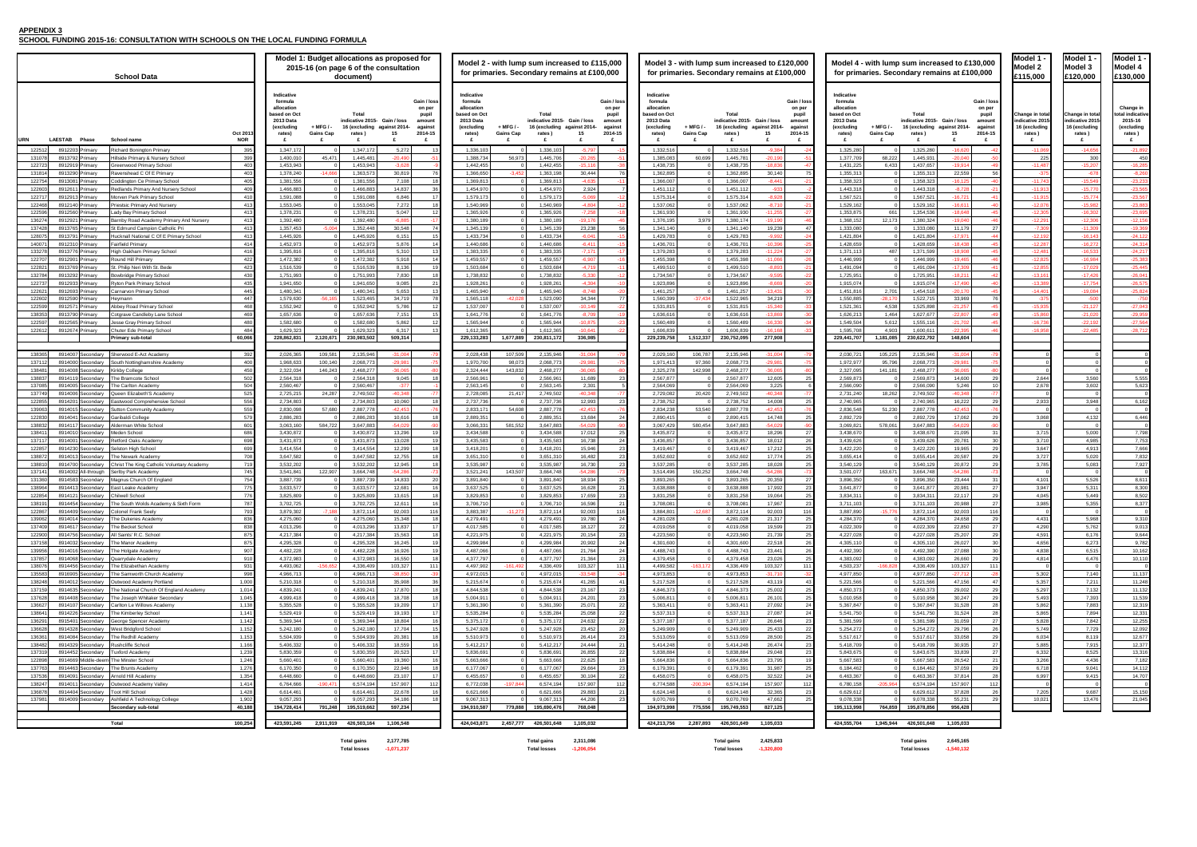**APPENDIX 3**

**SCHOOL FUNDING 2015-16: CONSULTATION WITH SCHOOLS ON THE LOCAL FUNDING FORMULA**

| School Data | | | | | Model 1: Budget allocations as proposed for 2015-16 (on page 6 of the consultation document) | | | | | Model 2 - with lump sum increased to £115,000 for primaries. Secondary remains at £100,000 | | | | | Model 3 - with lump sum increased to £120,000 for primaries. Secondary remains at £100,000 | | | | | Model 4 - with lump sum increased to £130,000 for primaries. Secondary remains at £100,000 | | | | | Model 1 - Model 2 £115,000 | Model 1 - Model 3 £120,000 | Model 1 - Model 4 £130,000 |
|---|---|---|---|---|---|---|---|---|---|---|---|---|---|---|---|---|---|---|---|---|---|---|---|---|---|---|---|
| URN | LAESTAB | Phase | School name | Oct 2013 NOR | Indicative formula allocation based on Oct 2013 Data (excluding rates) £ | + MFG / - Gains Cap £ | Total indicative 2015-16 (excluding rates) £ | Gain / loss against 2014-15 £ | Gain / loss on per pupil amount against 2014-15 £ | Indicative formula allocation based on Oct 2013 Data (excluding rates) £ | + MFG / - Gains Cap £ | Total indicative 2015-16 (excluding rates) £ | Gain / loss against 2014-15 £ | Gain / loss on per pupil amount against 2014-15 £ | Indicative formula allocation based on Oct 2013 Data (excluding rates) £ | + MFG / - Gains Cap £ | Total indicative 2015-16 (excluding rates) £ | Gain / loss against 2014-15 £ | Gain / loss on per pupil amount against 2014-15 £ | Indicative formula allocation based on Oct 2013 Data (excluding rates) £ | + MFG / - Gains Cap £ | Total indicative 2015-16 (excluding rates) £ | Gain / loss against 2014-15 £ | Gain / loss on per pupil amount against 2014-15 £ | Change in total indicative 2015-16 (excluding rates) £ | Change in total indicative 2015-16 (excluding rates) £ | Change in total indicative 2015-16 (excluding rates) £ |
| 122512 | 8912203 | Primary | Richard Bonington Primary | 395 | 1,347,172 | 0 | 1,347,172 | 5,272 | 13 | 1,336,103 | 0 | 1,336,103 | -5,797 | -15 | 1,332,516 | 0 | 1,332,516 | -9,384 | -24 | 1,325,280 | 0 | 1,325,280 | -16,620 | -42 | -11,069 | -14,656 | -21,892 |
| 131078 | 8913792 | Primary | Hillside Primary & Nursery School | 399 | 1,400,010 | 45,471 | 1,445,481 | -20,490 | -51 | 1,388,734 | 56,973 | 1,445,706 | -20,265 | -51 | 1,385,083 | 60,699 | 1,445,781 | -20,190 | -51 | 1,377,709 | 68,222 | 1,445,931 | -20,040 | -50 | 225 | 300 | 450 |
| 122723 | 8912919 | Primary | Greenwood Primary School | 403 | 1,453,943 | 0 | 1,453,943 | -3,626 | -9 | 1,442,455 | 0 | 1,442,455 | -15,116 | -38 | 1,438,735 | 0 | 1,438,735 | -18,836 | -47 | 1,431,225 | 6,433 | 1,437,657 | -19,914 | -49 | -11,487 | -15,207 | -16,285 |
| 131814 | 8913290 | Primary | Ravenshead C Of E Primary | 403 | 1,378,240 | -14,666 | 1,363,573 | 30,819 | 76 | 1,366,650 | -3,452 | 1,363,198 | 30,444 | 76 | 1,362,895 | 0 | 1,362,895 | 30,140 | 75 | 1,355,313 | 0 | 1,355,313 | 22,559 | 56 | -375 | -678 | -8,260 |
| 122754 | 8913081 | Primary | Coddington Ce Primary School | 405 | 1,381,556 | 0 | 1,381,556 | 7,108 | 18 | 1,369,813 | 0 | 1,369,813 | -4,635 | -11 | 1,366,007 | 0 | 1,366,007 | -8,441 | -21 | 1,358,323 | 0 | 1,358,323 | -16,125 | -40 | -11,743 | -15,549 | -23,233 |
| 122603 | 8912611 | Primary | Redlands Primary And Nursery School | 409 | 1,466,883 | 0 | 1,466,883 | 14,837 | 36 | 1,454,970 | 0 | 1,454,970 | 2,924 | 7 | 1,451,112 | 0 | 1,451,112 | -933 | -2 | 1,443,318 | 0 | 1,443,318 | -8,728 | -21 | -11,913 | -15,770 | -23,565 |
| 122717 | 8912913 | Primary | Morven Park Primary School | 410 | 1,591,088 | 0 | 1,591,088 | 6,846 | 17 | 1,579,173 | 0 | 1,579,173 | -5,069 | -12 | 1,575,314 | 0 | 1,575,314 | -8,928 | -22 | 1,567,521 | 0 | 1,567,521 | -16,721 | -41 | -11,915 | -15,774 | -23,567 |
| 122468 | 8912140 | Primary | Priestsic Primary And Nursery | 413 | 1,553,045 | 0 | 1,553,045 | 7,272 | 18 | 1,540,969 | 0 | 1,540,969 | -4,804 | -12 | 1,537,062 | 0 | 1,537,062 | -8,710 | -21 | 1,529,162 | 0 | 1,529,162 | -16,611 | -40 | -12,076 | -15,982 | -23,883 |
| 122596 | 8912560 | Primary | Lady Bay Primary School | 413 | 1,378,231 | 0 | 1,378,231 | 5,047 | 12 | 1,365,926 | 0 | 1,365,926 | -7,258 | -18 | 1,361,930 | 0 | 1,361,930 | -11,255 | -27 | 1,353,875 | 661 | 1,354,536 | -18,649 | -45 | -12,305 | -16,302 | -23,695 |
| 137428 | 8913765 | Primary | St Edmund Campion Catholic Pri | 413 | 1,357,453 | -5,004 | 1,352,448 | 30,548 | 74 | 1,345,139 | 0 | 1,345,139 | 23,238 | 56 | 1,341,140 | 0 | 1,341,140 | 19,239 | 47 | 1,333,080 | 0 | 1,333,080 | 11,179 | 27 | -7,309 | -11,309 | -19,369 |
| 128075 | 8913791 | Primary | Hucknall National C Of E Primary School | 413 | 1,445,926 | 0 | 1,445,926 | 6,151 | 15 | 1,433,734 | 0 | 1,433,734 | -6,041 | -15 | 1,429,783 | 0 | 1,429,783 | -9,992 | -24 | 1,421,804 | 0 | 1,421,804 | -17,971 | -44 | -12,192 | -16,143 | -24,122 |
| 140071 | 8912310 | Primary | Fairfield Primary | 414 | 1,452,973 | 0 | 1,452,973 | 5,876 | 14 | 1,440,686 | 0 | 1,440,686 | -6,411 | -15 | 1,436,701 | 0 | 1,436,701 | -10,396 | -25 | 1,428,659 | 0 | 1,428,659 | -18,438 | -45 | -12,287 | -16,272 | -24,314 |
| 133278 | 8913776 | Primary | High Oakham Primary School | 416 | 1,395,816 | 0 | 1,395,816 | 5,310 | 13 | 1,383,335 | 0 | 1,383,335 | -7,171 | -17 | 1,379,283 | 0 | 1,379,283 | -11,224 | -27 | 1,371,113 | 487 | 1,371,599 | -18,908 | -45 | -12,481 | -16,533 | -24,217 |
| 122707 | 8912901 | Primary | Round Hill Primary | 422 | 1,472,382 | 0 | 1,472,382 | 5,918 | 14 | 1,459,557 | 0 | 1,459,557 | -6,907 | -16 | 1,455,398 | 0 | 1,455,398 | -11,066 | -26 | 1,446,999 | 0 | 1,446,999 | -19,465 | -46 | -12,825 | -16,984 | -25,383 |
| 122821 | 8913769 | Primary | St. Philip Neri With St. Bede | 423 | 1,516,539 | 0 | 1,516,539 | 8,136 | 19 | 1,503,684 | 0 | 1,503,684 | -4,719 | -11 | 1,499,510 | 0 | 1,499,510 | -8,893 | -21 | 1,491,094 | 0 | 1,491,094 | -17,309 | -41 | -12,855 | -17,029 | -25,445 |
| 123784 | 8913292 | Primary | Bowbridge Primary School | 430 | 1,751,993 | 0 | 1,751,993 | 7,830 | 18 | 1,738,832 | 0 | 1,738,832 | -5,330 | -12 | 1,734,567 | 0 | 1,734,567 | -9,595 | -22 | 1,725,951 | 0 | 1,725,951 | -18,211 | -42 | -13,161 | -17,426 | -26,041 |
| 122737 | 8912933 | Primary | Ryton Park Primary School | 435 | 1,941,650 | 0 | 1,941,650 | 9,085 | 21 | 1,928,261 | 0 | 1,928,261 | -4,304 | -10 | 1,923,896 | 0 | 1,923,896 | -8,669 | -20 | 1,915,074 | 0 | 1,915,074 | -17,490 | -40 | -13,389 | -17,754 | -26,575 |
| 122821 | 8912693 | Primary | Carnarvon Primary School | 445 | 1,480,341 | 0 | 1,480,341 | 5,653 | 13 | 1,465,940 | 0 | 1,465,940 | -8,748 | -20 | 1,461,257 | 0 | 1,461,257 | -13,431 | -30 | 1,451,816 | 2,701 | 1,454,518 | -20,170 | -45 | -14,401 | -19,084 | -25,824 |
| 122602 | 8912590 | Primary | Heymann | 447 | 1,579,630 | -56,165 | 1,523,465 | 34,719 | 78 | 1,565,118 | -42,028 | 1,523,090 | 34,344 | 77 | 1,560,399 | -37,434 | 1,522,965 | 34,219 | 77 | 1,550,885 | -28,170 | 1,522,715 | 33,969 | 76 | -375 | -500 | -750 |
| 122599 | 8912571 | Primary | Abbey Road Primary School | 468 | 1,552,942 | 0 | 1,552,942 | 5,786 | 12 | 1,537,007 | 0 | 1,537,007 | -10,149 | -22 | 1,531,815 | 0 | 1,531,815 | -15,340 | -33 | 1,521,361 | 4,538 | 1,525,898 | -21,257 | -45 | -15,935 | -21,127 | -27,043 |
| 138353 | 8913790 | Primary | Cotgrave Candleby Lane School | 469 | 1,657,636 | 0 | 1,657,636 | 7,151 | 15 | 1,641,776 | 0 | 1,641,776 | -8,709 | -19 | 1,636,616 | 0 | 1,636,616 | -13,869 | -30 | 1,626,213 | 1,464 | 1,627,677 | -22,807 | -49 | -15,860 | -21,020 | -29,959 |
| 122597 | 8912565 | Primary | Jesse Gray Primary School | 480 | 1,582,680 | 0 | 1,582,680 | 5,862 | 12 | 1,565,944 | 0 | 1,565,944 | -10,875 | -23 | 1,560,489 | 0 | 1,560,489 | -16,330 | -34 | 1,549,504 | 5,612 | 1,555,116 | -21,702 | -45 | -16,736 | -22,192 | -27,564 |
| 122612 | 8912674 | Primary | Chuter Ede Primary School | 484 | 1,629,323 | 0 | 1,629,323 | 6,317 | 13 | 1,612,365 | 0 | 1,612,365 | -10,641 | -22 | 1,606,839 | 0 | 1,606,839 | -16,168 | -33 | 1,595,708 | 4,903 | 1,600,611 | -22,395 | -46 | -16,958 | -22,485 | -28,712 |
| | | | Primary sub total | 60,066 | 228,862,831 | 2,120,671 | 230,983,502 | 509,314 | | 229,133,283 | 1,677,889 | 230,811,172 | 336,985 | | 229,239,758 | 1,512,337 | 230,752,095 | 277,908 | | 229,441,707 | 1,181,085 | 230,622,792 | 148,604 | | | | |
| 138365 | 8914007 | Secondary | Sherwood E-Act Academy | 392 | 2,026,365 | 109,581 | 2,135,946 | -31,004 | -79 | 2,028,438 | 107,509 | 2,135,946 | -31,004 | -79 | 2,029,160 | 106,787 | 2,135,946 | -31,004 | -79 | 2,030,721 | 105,225 | 2,135,946 | -31,004 | -79 | 0 | 0 | 0 |
| 137112 | 8914000 | Secondary | South Nottinghamshire Academy | 400 | 1,968,633 | 100,140 | 2,068,773 | -29,981 | -75 | 1,970,700 | 98,073 | 2,068,773 | -29,981 | -75 | 1,971,413 | 97,360 | 2,068,773 | -29,981 | -75 | 1,972,977 | 95,796 | 2,068,773 | -29,981 | -75 | 0 | 0 | 0 |
| 138481 | 8914008 | Secondary | Kirkby College | 450 | 2,322,034 | 146,243 | 2,468,277 | -36,065 | -80 | 2,324,444 | 143,832 | 2,468,277 | -36,065 | -80 | 2,325,278 | 142,998 | 2,468,277 | -36,065 | -80 | 2,327,095 | 141,181 | 2,468,277 | -36,065 | -80 | 0 | 0 | 0 |
| 138837 | 8914119 | Secondary | The Bramcote School | 502 | 2,564,318 | 0 | 2,564,318 | 9,045 | 18 | 2,566,961 | 0 | 2,566,961 | 11,688 | 23 | 2,567,877 | 0 | 2,567,877 | 12,605 | 25 | 2,569,873 | 0 | 2,569,873 | 14,600 | 29 | 2,644 | 3,560 | 5,555 |
| 137085 | 8914005 | Secondary | Hall Park Academy | 504 | 2,560,467 | 0 | 2,560,467 | -377 | -1 | 2,563,145 | 0 | 2,563,145 | 2,301 | 5 | 2,564,069 | 0 | 2,564,069 | 3,225 | 6 | 2,566,090 | 0 | 2,566,090 | 5,246 | 10 | 2,678 | 3,602 | 5,623 |
| 137749 | 8914006 | Secondary | Queen Elizabeth's Academy | 525 | 2,725,215 | 24,287 | 2,749,502 | -40,348 | -77 | 2,728,085 | 21,417 | 2,749,502 | -40,348 | -77 | 2,729,082 | 20,420 | 2,749,502 | -40,348 | -77 | 2,731,240 | 18,262 | 2,749,502 | -40,348 | -77 | 0 | 0 | 0 |
| 132855 | 8914201 | Secondary | Eastwood Comprehensive School | 556 | 2,734,803 | 0 | 2,734,803 | 10,060 | 18 | 2,737,736 | 0 | 2,737,736 | 12,993 | 23 | 2,738,752 | 0 | 2,738,752 | 14,008 | 25 | 2,740,965 | 0 | 2,740,965 | 16,222 | 29 | 2,933 | 3,948 | 6,162 |
| 139063 | 8914015 | Secondary | Sutton Community Academy | 559 | 2,830,098 | 57,680 | 2,887,778 | -42,453 | -76 | 2,833,171 | 54,608 | 2,887,778 | -42,453 | -76 | 2,834,238 | 53,540 | 2,887,778 | -42,453 | -76 | 2,836,548 | 51,230 | 2,887,778 | -42,453 | -76 | 0 | 0 | 0 |
| 122830 | 8914041 | Secondary | Garibaldi College | 579 | 2,886,283 | 0 | 2,886,283 | 10,616 | 18 | 2,889,351 | 0 | 2,889,351 | 13,684 | 24 | 2,890,415 | 0 | 2,890,415 | 14,748 | 25 | 2,892,729 | 0 | 2,892,729 | 17,062 | 29 | 3,068 | 4,132 | 6,446 |
| 138832 | 8914117 | Secondary | Alderman White School | 601 | 3,063,160 | 584,722 | 3,647,883 | -54,029 | -90 | 3,066,331 | 581,552 | 3,647,883 | -54,029 | -90 | 3,067,429 | 580,454 | 3,647,883 | -54,029 | -90 | 3,069,825 | 578,058 | 3,647,883 | -54,029 | -90 | 0 | 0 | 0 |
| 138411 | 8914010 | Secondary | Meden School | 686 | 3,430,872 | 0 | 3,430,872 | 13,296 | 19 | 3,434,588 | 0 | 3,434,588 | 17,012 | 25 | 3,435,872 | 0 | 3,435,872 | 18,296 | 27 | 3,438,670 | 0 | 3,438,670 | 21,095 | 31 | 3,716 | 5,000 | 7,798 |
| 137117 | 8914001 | Secondary | Retford Oaks Academy | 698 | 3,431,873 | 0 | 3,431,873 | 13,028 | 19 | 3,435,583 | 0 | 3,435,583 | 16,738 | 24 | 3,436,857 | 0 | 3,436,857 | 18,012 | 26 | 3,439,626 | 0 | 3,439,626 | 20,781 | 30 | 3,710 | 4,985 | 7,753 |
| 122857 | 8914230 | Secondary | Selston High School | 699 | 3,414,554 | 0 | 3,414,554 | 12,299 | 18 | 3,418,201 | 0 | 3,418,201 | 15,946 | 23 | 3,419,467 | 0 | 3,419,467 | 17,212 | 25 | 3,422,220 | 0 | 3,422,220 | 19,965 | 29 | 3,647 | 4,913 | 7,666 |
| 138972 | 8914013 | Secondary | The Newark Academy | 708 | 3,647,582 | 0 | 3,647,582 | 12,755 | 18 | 3,651,310 | 0 | 3,651,310 | 16,482 | 23 | 3,652,602 | 0 | 3,652,602 | 17,774 | 25 | 3,655,414 | 0 | 3,655,414 | 20,587 | 29 | 3,727 | 5,020 | 7,832 |
| 138810 | 8914700 | Secondary | Christ The King Catholic Voluntary Academy | 719 | 3,532,202 | 0 | 3,532,202 | 12,945 | 18 | 3,535,987 | 0 | 3,535,987 | 16,730 | 23 | 3,537,285 | 0 | 3,537,285 | 18,028 | 25 | 3,540,129 | 0 | 3,540,129 | 20,872 | 29 | 3,785 | 5,083 | 7,927 |
| 137141 | 8914002 | All-through | Serlby Park Academy | 745 | 3,541,841 | 122,907 | 3,664,748 | -54,286 | -73 | 3,521,241 | 143,507 | 3,664,748 | -54,286 | -73 | 3,514,498 | 150,252 | 3,664,748 | -54,286 | -73 | 3,501,077 | 163,671 | 3,664,748 | -54,286 | -73 | 0 | 0 | 0 |
| 131360 | 8914583 | Secondary | Magnus Church Of England | 754 | 3,887,739 | 0 | 3,887,739 | 14,833 | 20 | 3,891,840 | 0 | 3,891,840 | 18,934 | 25 | 3,893,265 | 0 | 3,893,265 | 20,359 | 27 | 3,896,350 | 0 | 3,896,350 | 23,444 | 31 | 4,101 | 5,526 | 8,611 |
| 138964 | 8914413 | Secondary | East Leake Academy | 775 | 3,633,577 | 0 | 3,633,577 | 12,681 | 16 | 3,637,525 | 0 | 3,637,525 | 16,628 | 21 | 3,638,888 | 0 | 3,638,888 | 17,992 | 23 | 3,641,877 | 0 | 3,641,877 | 20,981 | 27 | 3,947 | 5,311 | 8,300 |
| 122854 | 8914121 | Secondary | Chilwell School | 776 | 3,825,809 | 0 | 3,825,809 | 13,615 | 18 | 3,829,853 | 0 | 3,829,853 | 17,659 | 23 | 3,831,258 | 0 | 3,831,258 | 19,064 | 25 | 3,834,311 | 0 | 3,834,311 | 22,117 | 29 | 4,045 | 5,449 | 8,502 |
| 138191 | 8914454 | Secondary | The South Wolds Academy & Sixth Form | 787 | 3,702,725 | 0 | 3,702,725 | 12,611 | 16 | 3,706,710 | 0 | 3,706,710 | 16,596 | 21 | 3,708,081 | 0 | 3,708,081 | 17,967 | 23 | 3,711,103 | 0 | 3,711,103 | 20,988 | 27 | 3,985 | 5,355 | 8,377 |
| 122867 | 8914409 | Secondary | Colonel Frank Seely | 793 | 3,879,302 | -7,188 | 3,872,114 | 92,003 | 116 | 3,883,387 | -11,273 | 3,872,114 | 92,003 | 116 | 3,884,801 | -12,687 | 3,872,114 | 92,003 | 116 | 3,887,890 | -15,776 | 3,872,114 | 92,003 | 116 | 0 | 0 | 0 |
| 136992 | 8914014 | Secondary | The Dukeries Academy | 836 | 4,275,060 | 0 | 4,275,060 | 15,348 | 18 | 4,279,491 | 0 | 4,279,491 | 19,780 | 24 | 4,281,028 | 0 | 4,281,028 | 21,317 | 25 | 4,284,370 | 0 | 4,284,370 | 24,658 | 29 | 4,431 | 5,968 | 9,310 |
| 137409 | 8914617 | Secondary | The Becket School | 838 | 4,013,296 | 0 | 4,013,296 | 13,837 | 17 | 4,017,585 | 0 | 4,017,585 | 18,127 | 22 | 4,019,058 | 0 | 4,019,058 | 19,599 | 23 | 4,022,309 | 0 | 4,022,309 | 22,850 | 27 | 4,290 | 5,762 | 9,013 |
| 122900 | 8914756 | Secondary | All Saints' R.C. School | 875 | 4,217,384 | 0 | 4,217,384 | 15,563 | 18 | 4,221,975 | 0 | 4,221,975 | 20,154 | 23 | 4,223,560 | 0 | 4,223,560 | 21,739 | 25 | 4,227,028 | 0 | 4,227,028 | 25,207 | 29 | 4,591 | 6,176 | 9,644 |
| 137158 | 8914032 | Secondary | The Manor Academy | 875 | 4,295,328 | 0 | 4,295,328 | 16,245 | 19 | 4,299,984 | 0 | 4,299,984 | 20,902 | 24 | 4,301,600 | 0 | 4,301,600 | 22,518 | 26 | 4,305,110 | 0 | 4,305,110 | 26,027 | 30 | 4,656 | 6,273 | 9,782 |
| 139956 | 8914016 | Secondary | The Holgate Academy | 907 | 4,482,228 | 0 | 4,482,228 | 16,926 | 19 | 4,487,066 | 0 | 4,487,066 | 21,764 | 24 | 4,488,743 | 0 | 4,488,743 | 23,441 | 26 | 4,492,390 | 0 | 4,492,390 | 27,088 | 30 | 4,838 | 6,515 | 10,162 |
| 137857 | 8914068 | Secondary | Quarrydale Academy | 910 | 4,372,983 | 0 | 4,372,983 | 16,550 | 18 | 4,377,797 | 0 | 4,377,797 | 21,364 | 23 | 4,379,458 | 0 | 4,379,458 | 23,026 | 25 | 4,383,092 | 0 | 4,383,092 | 26,660 | 29 | 4,814 | 6,476 | 10,110 |
| 138076 | 8914456 | Secondary | The Elizabethan Academy | 931 | 4,493,062 | -156,652 | 4,336,409 | 103,327 | 111 | 4,497,902 | -161,492 | 4,336,409 | 103,327 | 111 | 4,499,582 | -163,172 | 4,336,409 | 103,327 | 111 | 4,503,237 | -166,828 | 4,336,409 | 103,327 | 111 | 0 | 0 | 0 |
| 135583 | 8916905 | Secondary | The Samworth Church Academy | 998 | 4,966,713 | 0 | 4,966,713 | -38,850 | -39 | 4,972,015 | 0 | 4,972,015 | -33,548 | -34 | 4,973,853 | 0 | 4,973,853 | -31,710 | -32 | 4,977,850 | 0 | 4,977,850 | -27,712 | -28 | 5,302 | 7,140 | 11,137 |
| 138248 | 8914012 | Secondary | Outwood Academy Portland | 1,000 | 5,210,318 | 0 | 5,210,318 | 35,908 | 36 | 5,215,674 | 0 | 5,215,674 | 41,265 | 41 | 5,217,528 | 0 | 5,217,528 | 43,119 | 43 | 5,221,566 | 0 | 5,221,566 | 47,156 | 47 | 5,357 | 7,211 | 11,248 |
| 137159 | 8914635 | Secondary | The National Church Of England Academy | 1,014 | 4,839,241 | 0 | 4,839,241 | 17,870 | 18 | 4,844,538 | 0 | 4,844,538 | 23,167 | 23 | 4,846,373 | 0 | 4,846,373 | 25,002 | 25 | 4,850,373 | 0 | 4,850,373 | 29,002 | 29 | 5,297 | 7,132 | 11,132 |
| 137628 | 8914408 | Secondary | The Joseph Whitaker Secondary | 1,045 | 4,999,418 | 0 | 4,999,418 | 18,708 | 18 | 5,004,911 | 0 | 5,004,911 | 24,201 | 23 | 5,006,811 | 0 | 5,006,811 | 26,101 | 25 | 5,010,958 | 0 | 5,010,958 | 30,247 | 29 | 5,493 | 7,393 | 11,539 |
| 136627 | 8914107 | Secondary | Carlton Le Willows Academy | 1,138 | 5,355,528 | 0 | 5,355,528 | 19,209 | 17 | 5,361,390 | 0 | 5,361,390 | 25,071 | 22 | 5,363,411 | 0 | 5,363,411 | 27,092 | 24 | 5,367,847 | 0 | 5,367,847 | 31,528 | 28 | 5,862 | 7,883 | 12,319 |
| 138641 | 8914226 | Secondary | The Kimberley School | 1,141 | 5,529,419 | 0 | 5,529,419 | 19,193 | 17 | 5,535,284 | 0 | 5,535,284 | 25,058 | 22 | 5,537,313 | 0 | 5,537,313 | 27,087 | 24 | 5,541,750 | 0 | 5,541,750 | 31,524 | 28 | 5,865 | 7,894 | 12,331 |
| 136291 | 8915401 | Secondary | George Spencer Academy | 1,142 | 5,369,344 | 0 | 5,369,344 | 18,804 | 16 | 5,375,172 | 0 | 5,375,172 | 24,632 | 22 | 5,377,187 | 0 | 5,377,187 | 26,646 | 23 | 5,381,599 | 0 | 5,381,599 | 31,059 | 27 | 5,828 | 7,842 | 12,255 |
| 136628 | 8914328 | Secondary | West Bridgford School | 1,152 | 5,242,180 | 0 | 5,242,180 | 17,704 | 15 | 5,247,928 | 0 | 5,247,928 | 23,452 | 20 | 5,249,909 | 0 | 5,249,909 | 25,433 | 22 | 5,254,272 | 0 | 5,254,272 | 29,796 | 26 | 5,749 | 7,729 | 12,092 |
| 136361 | 8914084 | Secondary | The Redhill Academy | 1,153 | 5,504,939 | 0 | 5,504,939 | 20,381 | 18 | 5,510,973 | 0 | 5,510,973 | 26,414 | 23 | 5,513,059 | 0 | 5,513,059 | 28,500 | 25 | 5,517,617 | 0 | 5,517,617 | 33,058 | 29 | 6,034 | 8,119 | 12,677 |
| 138482 | 8914329 | Secondary | Rushcliffe School | 1,166 | 5,406,332 | 0 | 5,406,332 | 18,559 | 16 | 5,412,217 | 0 | 5,412,217 | 24,444 | 21 | 5,414,248 | 0 | 5,414,248 | 26,474 | 23 | 5,418,709 | 0 | 5,418,709 | 30,935 | 27 | 5,885 | 7,915 | 12,377 |
| 137319 | 8914452 | Secondary | Tuxford Academy | 1,239 | 5,830,359 | 0 | 5,830,359 | 20,523 | 17 | 5,836,691 | 0 | 5,836,691 | 26,855 | 22 | 5,838,884 | 0 | 5,838,884 | 29,048 | 23 | 5,843,675 | 0 | 5,843,675 | 33,839 | 27 | 6,332 | 8,525 | 13,316 |
| 122898 | 8914669 | Middle-deemed | The Minster School | 1,246 | 5,660,401 | 0 | 5,660,401 | 19,360 | 16 | 5,663,666 | 0 | 5,663,666 | 22,625 | 18 | 5,664,836 | 0 | 5,664,836 | 23,795 | 19 | 5,667,583 | 0 | 5,667,583 | 26,542 | 21 | 3,266 | 4,436 | 7,182 |
| 137763 | 8914463 | Secondary | The Brunts Academy | 1,276 | 6,170,350 | 0 | 6,170,350 | 22,946 | 18 | 6,177,067 | 0 | 6,177,067 | 29,664 | 23 | 6,179,391 | 0 | 6,179,391 | 31,987 | 25 | 6,184,462 | 0 | 6,184,462 | 37,059 | 29 | 6,718 | 9,041 | 14,112 |
| 137536 | 8914091 | Secondary | Arnold Hill Academy | 1,354 | 6,448,660 | 0 | 6,448,660 | 23,107 | 17 | 6,455,657 | 0 | 6,455,657 | 30,104 | 22 | 6,458,075 | 0 | 6,458,075 | 32,522 | 24 | 6,463,367 | 0 | 6,463,367 | 37,814 | 28 | 6,997 | 9,415 | 14,707 |
| 138247 | 8914011 | Secondary | Outwood Academy Valley | 1,414 | 6,764,666 | -190,471 | 6,574,194 | 157,907 | 112 | 6,772,038 | -197,844 | 6,574,194 | 157,907 | 112 | 6,774,588 | -200,394 | 6,574,194 | 157,907 | 112 | 6,780,158 | -205,964 | 6,574,194 | 157,907 | 112 | 0 | 0 | 0 |
| 136878 | 8914404 | Secondary | Toot Hill School | 1,428 | 6,614,461 | 0 | 6,614,461 | 22,678 | 16 | 6,621,666 | 0 | 6,621,666 | 29,883 | 21 | 6,624,148 | 0 | 6,624,148 | 32,365 | 23 | 6,629,612 | 0 | 6,629,612 | 37,828 | 26 | 7,205 | 9,687 | 15,150 |
| 137981 | 8914009 | Secondary | Ashfield A Technology College | 1,902 | 9,057,293 | 0 | 9,057,293 | 34,186 | 18 | 9,067,313 | 0 | 9,067,313 | 44,206 | 23 | 9,070,769 | 0 | 9,070,769 | 47,662 | 25 | 9,078,338 | 0 | 9,078,338 | 55,231 | 29 | 10,021 | 13,476 | 21,045 |
| | | | Secondary sub total | 40,188 | 194,728,414 | 791,248 | 195,519,662 | 597,234 | | 194,910,587 | 779,888 | 195,690,476 | 768,048 | | 194,973,998 | 775,556 | 195,749,553 | 827,125 | | 195,113,998 | 764,859 | 195,878,856 | 956,428 | | | | |
| | | | Total | 100,254 | 423,591,245 | 2,911,919 | 426,503,164 | 1,106,548 | | 424,043,871 | 2,457,777 | 426,501,648 | 1,105,032 | | 424,213,756 | 2,287,893 | 426,501,649 | 1,105,033 | | 424,555,704 | 1,945,944 | 426,501,648 | 1,105,033 | | | | |

| | Model 1 | Model 2 | Model 3 | Model 4 |
|---|---|---|---|---|
| Total gains | 2,177,785 | 2,311,086 | 2,425,833 | 2,645,165 |
| Total losses | -1,071,237 | -1,206,054 | -1,320,800 | -1,540,132 |